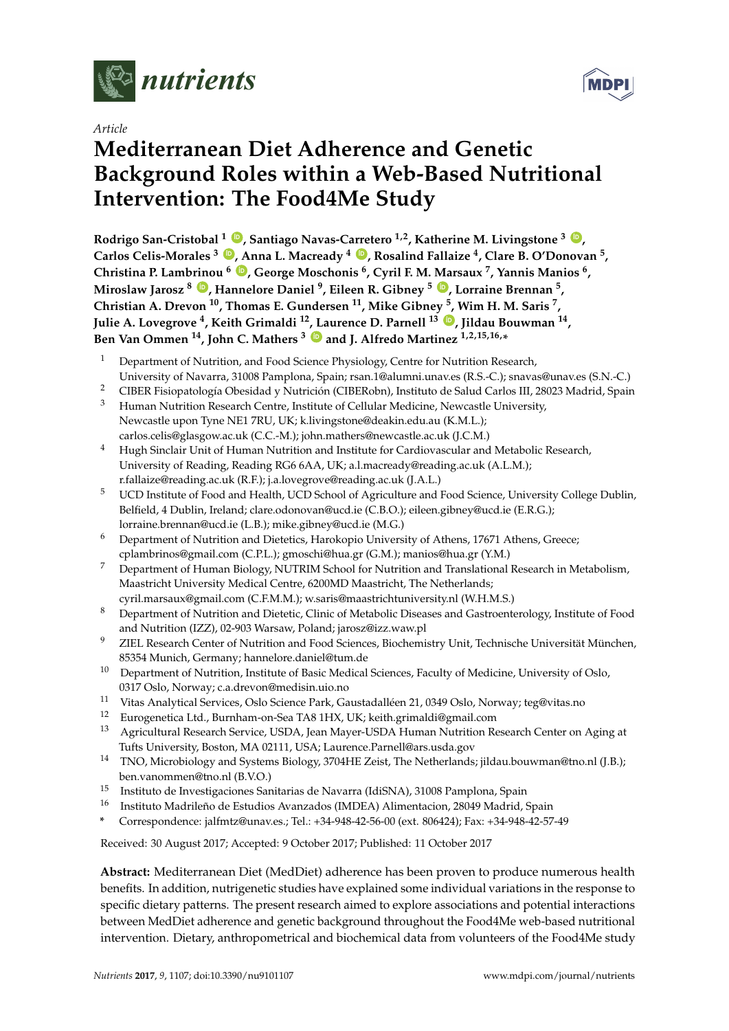*Article*

# Mediterranean Diet Adherence and Genetic Background Roles within a Web-Based Nutritional Intervention: The Food4Me Study

**Rodrigo San-Cristobal [1], Santiago Navas-Carretero [1,2], Katherine M. Livingstone [3], Carlos Celis-Morales [3], Anna L. Macready [4], Rosalind Fallaize [4], Clare B. O'Donovan [5], Christina P. Lambrinou [6], George Moschonis [6], Cyril F. M. Marsaux [7], Yannis Manios [6], Miroslaw Jarosz [8], Hannelore Daniel [9], Eileen R. Gibney [5], Lorraine Brennan [5], Christian A. Drevon [10], Thomas E. Gundersen [11], Mike Gibney [5], Wim H. M. Saris [7], Julie A. Lovegrove [4], Keith Grimaldi [12], Laurence D. Parnell [13], Jildau Bouwman [14], Ben Van Ommen [14], John C. Mathers [3] and J. Alfredo Martinez [1,2,15,16,*]**

1. Department of Nutrition, and Food Science Physiology, Centre for Nutrition Research, University of Navarra, 31008 Pamplona, Spain; rsan.1@alumni.unav.es (R.S.-C.); snavas@unav.es (S.N.-C.)
2. CIBER Fisiopatología Obesidad y Nutrición (CIBERobn), Instituto de Salud Carlos III, 28023 Madrid, Spain
3. Human Nutrition Research Centre, Institute of Cellular Medicine, Newcastle University, Newcastle upon Tyne NE1 7RU, UK; k.livingstone@deakin.edu.au (K.M.L.); carlos.celis@glasgow.ac.uk (C.C.-M.); john.mathers@newcastle.ac.uk (J.C.M.)
4. Hugh Sinclair Unit of Human Nutrition and Institute for Cardiovascular and Metabolic Research, University of Reading, Reading RG6 6AA, UK; a.l.macready@reading.ac.uk (A.L.M.); r.fallaize@reading.ac.uk (R.F.); j.a.lovegrove@reading.ac.uk (J.A.L.)
5. UCD Institute of Food and Health, UCD School of Agriculture and Food Science, University College Dublin, Belfield, 4 Dublin, Ireland; clare.odonovan@ucd.ie (C.B.O.); eileen.gibney@ucd.ie (E.R.G.); lorraine.brennan@ucd.ie (L.B.); mike.gibney@ucd.ie (M.G.)
6. Department of Nutrition and Dietetics, Harokopio University of Athens, 17671 Athens, Greece; cplambrinos@gmail.com (C.P.L.); gmoschi@hua.gr (G.M.); manios@hua.gr (Y.M.)
7. Department of Human Biology, NUTRIM School for Nutrition and Translational Research in Metabolism, Maastricht University Medical Centre, 6200MD Maastricht, The Netherlands; cyril.marsaux@gmail.com (C.F.M.M.); w.saris@maastrichtuniversity.nl (W.H.M.S.)
8. Department of Nutrition and Dietetic, Clinic of Metabolic Diseases and Gastroenterology, Institute of Food and Nutrition (IZZ), 02-903 Warsaw, Poland; jarosz@izz.waw.pl
9. ZIEL Research Center of Nutrition and Food Sciences, Biochemistry Unit, Technische Universität München, 85354 Munich, Germany; hannelore.daniel@tum.de
10. Department of Nutrition, Institute of Basic Medical Sciences, Faculty of Medicine, University of Oslo, 0317 Oslo, Norway; c.a.drevon@medisin.uio.no
11. Vitas Analytical Services, Oslo Science Park, Gaustadalléen 21, 0349 Oslo, Norway; teg@vitas.no
12. Eurogenetica Ltd., Burnham-on-Sea TA8 1HX, UK; keith.grimaldi@gmail.com
13. Agricultural Research Service, USDA, Jean Mayer-USDA Human Nutrition Research Center on Aging at Tufts University, Boston, MA 02111, USA; Laurence.Parnell@ars.usda.gov
14. TNO, Microbiology and Systems Biology, 3704HE Zeist, The Netherlands; jildau.bouwman@tno.nl (J.B.); ben.vanommen@tno.nl (B.V.O.)
15. Instituto de Investigaciones Sanitarias de Navarra (IdiSNA), 31008 Pamplona, Spain
16. Instituto Madrileño de Estudios Avanzados (IMDEA) Alimentacion, 28049 Madrid, Spain

\* Correspondence: jalfmtz@unav.es.; Tel.: +34-948-42-56-00 (ext. 806424); Fax: +34-948-42-57-49

Received: 30 August 2017; Accepted: 9 October 2017; Published: 11 October 2017

**Abstract:** Mediterranean Diet (MedDiet) adherence has been proven to produce numerous health benefits. In addition, nutrigenetic studies have explained some individual variations in the response to specific dietary patterns. The present research aimed to explore associations and potential interactions between MedDiet adherence and genetic background throughout the Food4Me web-based nutritional intervention. Dietary, anthropometrical and biochemical data from volunteers of the Food4Me study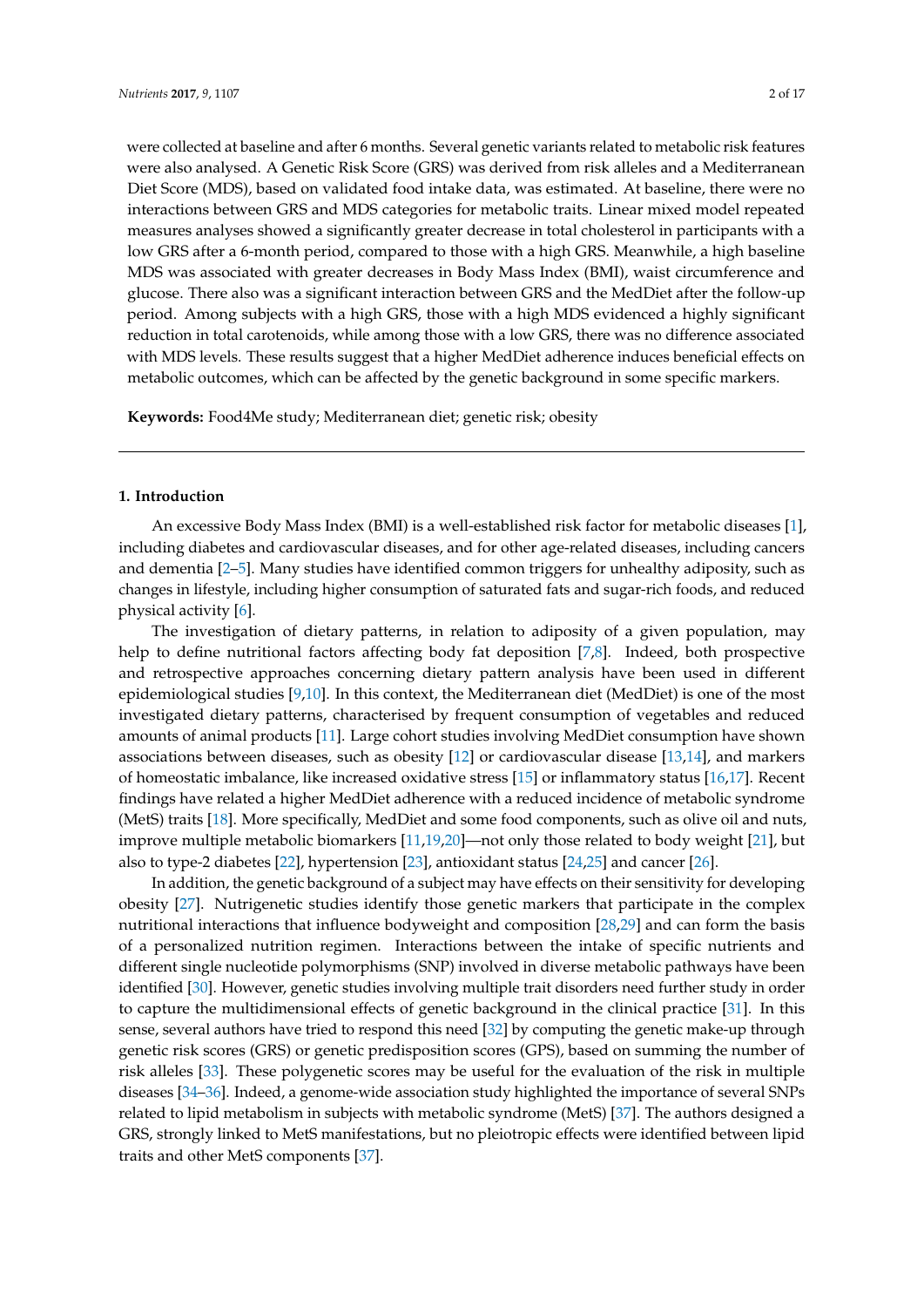were collected at baseline and after 6 months. Several genetic variants related to metabolic risk features were also analysed. A Genetic Risk Score (GRS) was derived from risk alleles and a Mediterranean Diet Score (MDS), based on validated food intake data, was estimated. At baseline, there were no interactions between GRS and MDS categories for metabolic traits. Linear mixed model repeated measures analyses showed a significantly greater decrease in total cholesterol in participants with a low GRS after a 6-month period, compared to those with a high GRS. Meanwhile, a high baseline MDS was associated with greater decreases in Body Mass Index (BMI), waist circumference and glucose. There also was a significant interaction between GRS and the MedDiet after the follow-up period. Among subjects with a high GRS, those with a high MDS evidenced a highly significant reduction in total carotenoids, while among those with a low GRS, there was no difference associated with MDS levels. These results suggest that a higher MedDiet adherence induces beneficial effects on metabolic outcomes, which can be affected by the genetic background in some specific markers.

**Keywords:** Food4Me study; Mediterranean diet; genetic risk; obesity

## 1. Introduction

An excessive Body Mass Index (BMI) is a well-established risk factor for metabolic diseases [1], including diabetes and cardiovascular diseases, and for other age-related diseases, including cancers and dementia [2–5]. Many studies have identified common triggers for unhealthy adiposity, such as changes in lifestyle, including higher consumption of saturated fats and sugar-rich foods, and reduced physical activity [6].

The investigation of dietary patterns, in relation to adiposity of a given population, may help to define nutritional factors affecting body fat deposition [7,8]. Indeed, both prospective and retrospective approaches concerning dietary pattern analysis have been used in different epidemiological studies [9,10]. In this context, the Mediterranean diet (MedDiet) is one of the most investigated dietary patterns, characterised by frequent consumption of vegetables and reduced amounts of animal products [11]. Large cohort studies involving MedDiet consumption have shown associations between diseases, such as obesity [12] or cardiovascular disease [13,14], and markers of homeostatic imbalance, like increased oxidative stress [15] or inflammatory status [16,17]. Recent findings have related a higher MedDiet adherence with a reduced incidence of metabolic syndrome (MetS) traits [18]. More specifically, MedDiet and some food components, such as olive oil and nuts, improve multiple metabolic biomarkers [11,19,20]—not only those related to body weight [21], but also to type-2 diabetes [22], hypertension [23], antioxidant status [24,25] and cancer [26].

In addition, the genetic background of a subject may have effects on their sensitivity for developing obesity [27]. Nutrigenetic studies identify those genetic markers that participate in the complex nutritional interactions that influence bodyweight and composition [28,29] and can form the basis of a personalized nutrition regimen. Interactions between the intake of specific nutrients and different single nucleotide polymorphisms (SNP) involved in diverse metabolic pathways have been identified [30]. However, genetic studies involving multiple trait disorders need further study in order to capture the multidimensional effects of genetic background in the clinical practice [31]. In this sense, several authors have tried to respond this need [32] by computing the genetic make-up through genetic risk scores (GRS) or genetic predisposition scores (GPS), based on summing the number of risk alleles [33]. These polygenetic scores may be useful for the evaluation of the risk in multiple diseases [34–36]. Indeed, a genome-wide association study highlighted the importance of several SNPs related to lipid metabolism in subjects with metabolic syndrome (MetS) [37]. The authors designed a GRS, strongly linked to MetS manifestations, but no pleiotropic effects were identified between lipid traits and other MetS components [37].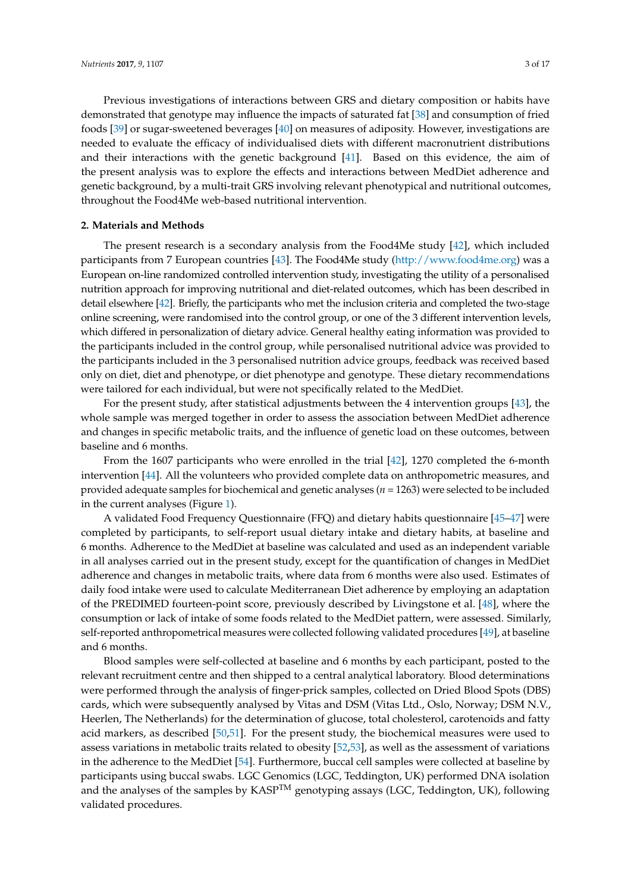Previous investigations of interactions between GRS and dietary composition or habits have demonstrated that genotype may influence the impacts of saturated fat [38] and consumption of fried foods [39] or sugar-sweetened beverages [40] on measures of adiposity. However, investigations are needed to evaluate the efficacy of individualised diets with different macronutrient distributions and their interactions with the genetic background [41]. Based on this evidence, the aim of the present analysis was to explore the effects and interactions between MedDiet adherence and genetic background, by a multi-trait GRS involving relevant phenotypical and nutritional outcomes, throughout the Food4Me web-based nutritional intervention.

## 2. Materials and Methods

The present research is a secondary analysis from the Food4Me study [42], which included participants from 7 European countries [43]. The Food4Me study (http://www.food4me.org) was a European on-line randomized controlled intervention study, investigating the utility of a personalised nutrition approach for improving nutritional and diet-related outcomes, which has been described in detail elsewhere [42]. Briefly, the participants who met the inclusion criteria and completed the two-stage online screening, were randomised into the control group, or one of the 3 different intervention levels, which differed in personalization of dietary advice. General healthy eating information was provided to the participants included in the control group, while personalised nutritional advice was provided to the participants included in the 3 personalised nutrition advice groups, feedback was received based only on diet, diet and phenotype, or diet phenotype and genotype. These dietary recommendations were tailored for each individual, but were not specifically related to the MedDiet.

For the present study, after statistical adjustments between the 4 intervention groups [43], the whole sample was merged together in order to assess the association between MedDiet adherence and changes in specific metabolic traits, and the influence of genetic load on these outcomes, between baseline and 6 months.

From the 1607 participants who were enrolled in the trial [42], 1270 completed the 6-month intervention [44]. All the volunteers who provided complete data on anthropometric measures, and provided adequate samples for biochemical and genetic analyses ($n = 1263$) were selected to be included in the current analyses (Figure 1).

A validated Food Frequency Questionnaire (FFQ) and dietary habits questionnaire [45–47] were completed by participants, to self-report usual dietary intake and dietary habits, at baseline and 6 months. Adherence to the MedDiet at baseline was calculated and used as an independent variable in all analyses carried out in the present study, except for the quantification of changes in MedDiet adherence and changes in metabolic traits, where data from 6 months were also used. Estimates of daily food intake were used to calculate Mediterranean Diet adherence by employing an adaptation of the PREDIMED fourteen-point score, previously described by Livingstone et al. [48], where the consumption or lack of intake of some foods related to the MedDiet pattern, were assessed. Similarly, self-reported anthropometrical measures were collected following validated procedures [49], at baseline and 6 months.

Blood samples were self-collected at baseline and 6 months by each participant, posted to the relevant recruitment centre and then shipped to a central analytical laboratory. Blood determinations were performed through the analysis of finger-prick samples, collected on Dried Blood Spots (DBS) cards, which were subsequently analysed by Vitas and DSM (Vitas Ltd., Oslo, Norway; DSM N.V., Heerlen, The Netherlands) for the determination of glucose, total cholesterol, carotenoids and fatty acid markers, as described [50,51]. For the present study, the biochemical measures were used to assess variations in metabolic traits related to obesity [52,53], as well as the assessment of variations in the adherence to the MedDiet [54]. Furthermore, buccal cell samples were collected at baseline by participants using buccal swabs. LGC Genomics (LGC, Teddington, UK) performed DNA isolation and the analyses of the samples by KASP™ genotyping assays (LGC, Teddington, UK), following validated procedures.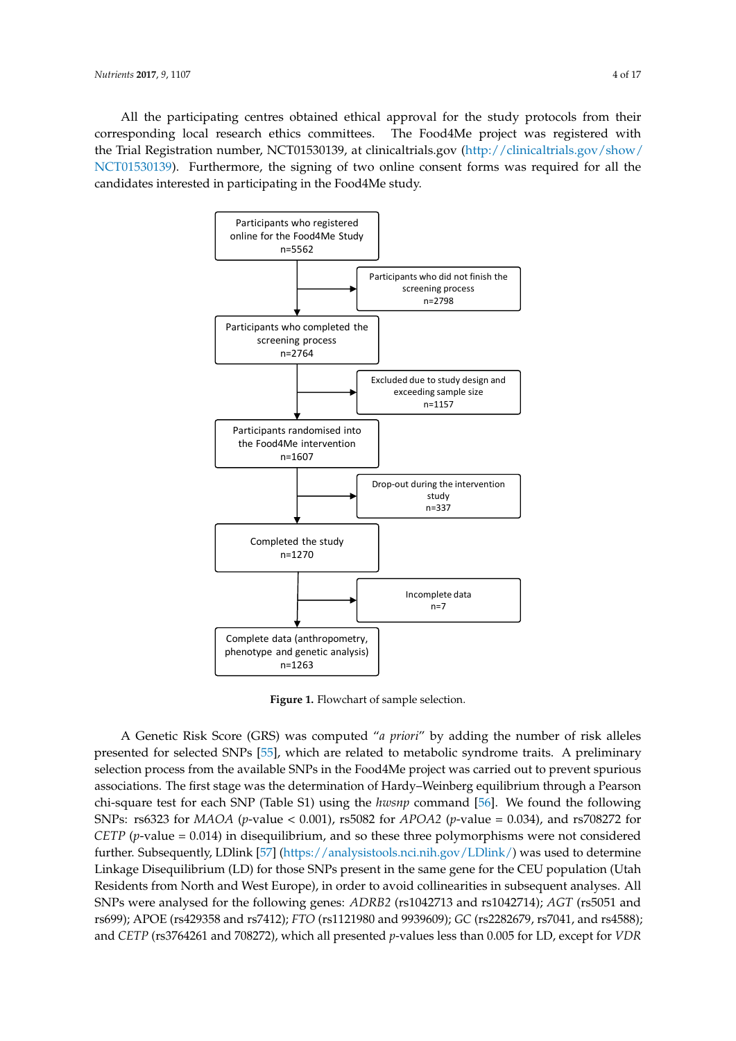All the participating centres obtained ethical approval for the study protocols from their corresponding local research ethics committees. The Food4Me project was registered with the Trial Registration number, NCT01530139, at clinicaltrials.gov (http://clinicaltrials.gov/show/NCT01530139). Furthermore, the signing of two online consent forms was required for all the candidates interested in participating in the Food4Me study.

Participants who registered online for the Food4Me Study
n=5562

Participants who did not finish the screening process
n=2798

Participants who completed the screening process
n=2764

Excluded due to study design and exceeding sample size
n=1157

Participants randomised into the Food4Me intervention
n=1607

Drop-out during the intervention study
n=337

Completed the study
n=1270

Incomplete data
n=7

Complete data (anthropometry, phenotype and genetic analysis)
n=1263

**Figure 1.** Flowchart of sample selection.

A Genetic Risk Score (GRS) was computed "*a priori*" by adding the number of risk alleles presented for selected SNPs [55], which are related to metabolic syndrome traits. A preliminary selection process from the available SNPs in the Food4Me project was carried out to prevent spurious associations. The first stage was the determination of Hardy–Weinberg equilibrium through a Pearson chi-square test for each SNP (Table S1) using the *hwsnp* command [56]. We found the following SNPs: rs6323 for *MAOA* ($p$-value < 0.001), rs5082 for *APOA2* ($p$-value = 0.034), and rs708272 for *CETP* ($p$-value = 0.014) in disequilibrium, and so these three polymorphisms were not considered further. Subsequently, LDlink [57] (https://analysistools.nci.nih.gov/LDlink/) was used to determine Linkage Disequilibrium (LD) for those SNPs present in the same gene for the CEU population (Utah Residents from North and West Europe), in order to avoid collinearities in subsequent analyses. All SNPs were analysed for the following genes: *ADRB2* (rs1042713 and rs1042714); *AGT* (rs5051 and rs699); APOE (rs429358 and rs7412); *FTO* (rs1121980 and 9939609); *GC* (rs2282679, rs7041, and rs4588); and *CETP* (rs3764261 and 708272), which all presented $p$-values less than 0.005 for LD, except for *VDR*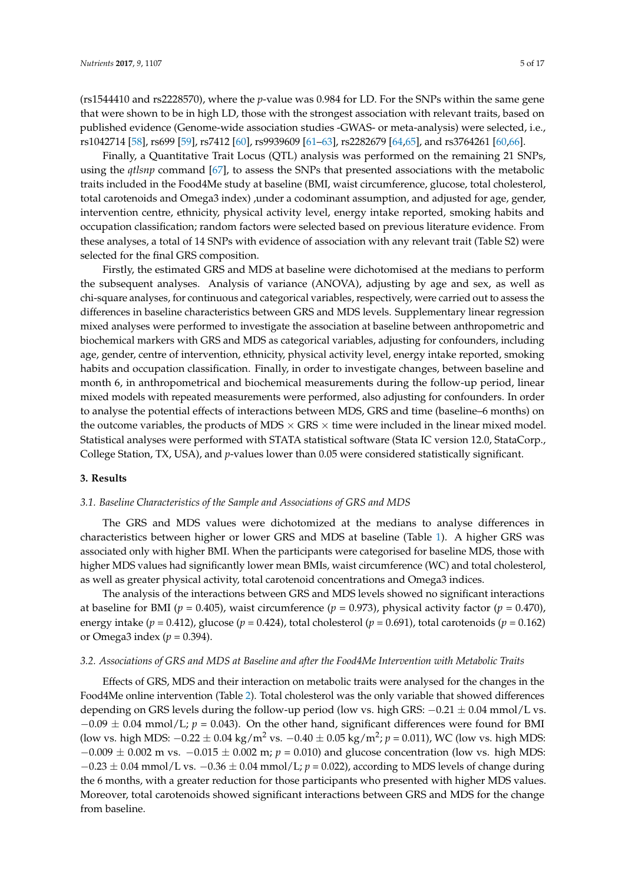(rs1544410 and rs2228570), where the *p*-value was 0.984 for LD. For the SNPs within the same gene that were shown to be in high LD, those with the strongest association with relevant traits, based on published evidence (Genome-wide association studies -GWAS- or meta-analysis) were selected, i.e., rs1042714 [58], rs699 [59], rs7412 [60], rs9939609 [61–63], rs2282679 [64,65], and rs3764261 [60,66].

Finally, a Quantitative Trait Locus (QTL) analysis was performed on the remaining 21 SNPs, using the *qtlsnp* command [67], to assess the SNPs that presented associations with the metabolic traits included in the Food4Me study at baseline (BMI, waist circumference, glucose, total cholesterol, total carotenoids and Omega3 index) ,under a codominant assumption, and adjusted for age, gender, intervention centre, ethnicity, physical activity level, energy intake reported, smoking habits and occupation classification; random factors were selected based on previous literature evidence. From these analyses, a total of 14 SNPs with evidence of association with any relevant trait (Table S2) were selected for the final GRS composition.

Firstly, the estimated GRS and MDS at baseline were dichotomised at the medians to perform the subsequent analyses. Analysis of variance (ANOVA), adjusting by age and sex, as well as chi-square analyses, for continuous and categorical variables, respectively, were carried out to assess the differences in baseline characteristics between GRS and MDS levels. Supplementary linear regression mixed analyses were performed to investigate the association at baseline between anthropometric and biochemical markers with GRS and MDS as categorical variables, adjusting for confounders, including age, gender, centre of intervention, ethnicity, physical activity level, energy intake reported, smoking habits and occupation classification. Finally, in order to investigate changes, between baseline and month 6, in anthropometrical and biochemical measurements during the follow-up period, linear mixed models with repeated measurements were performed, also adjusting for confounders. In order to analyse the potential effects of interactions between MDS, GRS and time (baseline–6 months) on the outcome variables, the products of MDS $\times$ GRS $\times$ time were included in the linear mixed model. Statistical analyses were performed with STATA statistical software (Stata IC version 12.0, StataCorp., College Station, TX, USA), and *p*-values lower than 0.05 were considered statistically significant.

## 3. Results

### 3.1. Baseline Characteristics of the Sample and Associations of GRS and MDS

The GRS and MDS values were dichotomized at the medians to analyse differences in characteristics between higher or lower GRS and MDS at baseline (Table 1). A higher GRS was associated only with higher BMI. When the participants were categorised for baseline MDS, those with higher MDS values had significantly lower mean BMIs, waist circumference (WC) and total cholesterol, as well as greater physical activity, total carotenoid concentrations and Omega3 indices.

The analysis of the interactions between GRS and MDS levels showed no significant interactions at baseline for BMI ($p = 0.405$), waist circumference ($p = 0.973$), physical activity factor ($p = 0.470$), energy intake ($p = 0.412$), glucose ($p = 0.424$), total cholesterol ($p = 0.691$), total carotenoids ($p = 0.162$) or Omega3 index ($p = 0.394$).

### 3.2. Associations of GRS and MDS at Baseline and after the Food4Me Intervention with Metabolic Traits

Effects of GRS, MDS and their interaction on metabolic traits were analysed for the changes in the Food4Me online intervention (Table 2). Total cholesterol was the only variable that showed differences depending on GRS levels during the follow-up period (low vs. high GRS: $-0.21 \pm 0.04$ mmol/L vs. $-0.09 \pm 0.04$ mmol/L; $p = 0.043$). On the other hand, significant differences were found for BMI (low vs. high MDS: $-0.22 \pm 0.04$ kg/m$^2$ vs. $-0.40 \pm 0.05$ kg/m$^2$; $p = 0.011$), WC (low vs. high MDS: $-0.009 \pm 0.002$ m vs. $-0.015 \pm 0.002$ m; $p = 0.010$) and glucose concentration (low vs. high MDS: $-0.23 \pm 0.04$ mmol/L vs. $-0.36 \pm 0.04$ mmol/L; $p = 0.022$), according to MDS levels of change during the 6 months, with a greater reduction for those participants who presented with higher MDS values. Moreover, total carotenoids showed significant interactions between GRS and MDS for the change from baseline.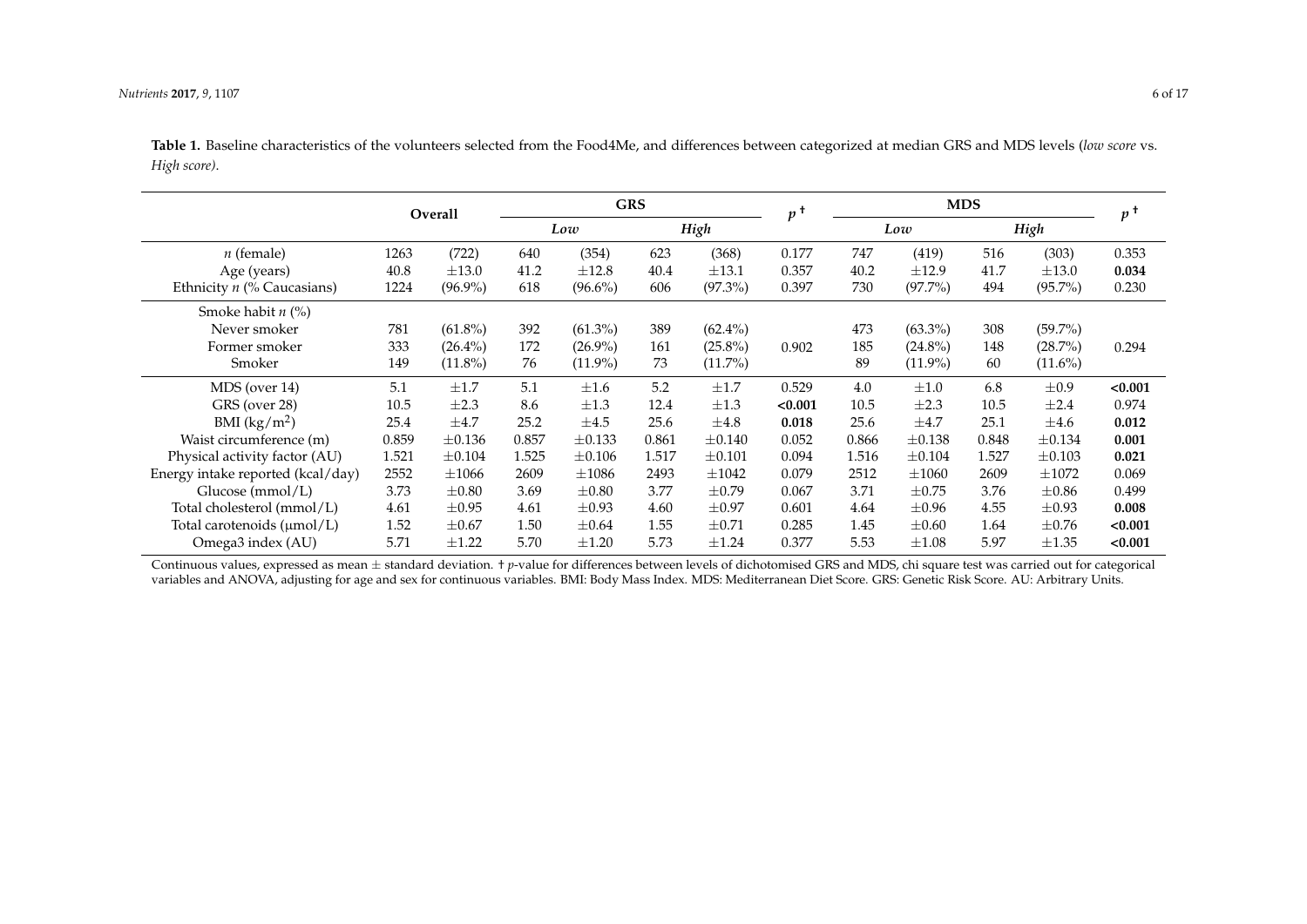**Table 1.** Baseline characteristics of the volunteers selected from the Food4Me, and differences between categorized at median GRS and MDS levels (*low score* vs. *High score)*.

| | Overall | | GRS | | | | $p$ † | MDS | | | | $p$ † |
|---|---|---|---|---|---|---|---|---|---|---|---|---|
| | | | *Low* | | *High* | | | *Low* | | *High* | | |
| *n* (female) | 1263 | (722) | 640 | (354) | 623 | (368) | 0.177 | 747 | (419) | 516 | (303) | 0.353 |
| Age (years) | 40.8 | ±13.0 | 41.2 | ±12.8 | 40.4 | ±13.1 | 0.357 | 40.2 | ±12.9 | 41.7 | ±13.0 | **0.034** |
| Ethnicity *n* (% Caucasians) | 1224 | (96.9%) | 618 | (96.6%) | 606 | (97.3%) | 0.397 | 730 | (97.7%) | 494 | (95.7%) | 0.230 |
| Smoke habit *n* (%) | | | | | | | | | | | | |
| Never smoker | 781 | (61.8%) | 392 | (61.3%) | 389 | (62.4%) | | 473 | (63.3%) | 308 | (59.7%) | |
| Former smoker | 333 | (26.4%) | 172 | (26.9%) | 161 | (25.8%) | 0.902 | 185 | (24.8%) | 148 | (28.7%) | 0.294 |
| Smoker | 149 | (11.8%) | 76 | (11.9%) | 73 | (11.7%) | | 89 | (11.9%) | 60 | (11.6%) | |
| MDS (over 14) | 5.1 | ±1.7 | 5.1 | ±1.6 | 5.2 | ±1.7 | 0.529 | 4.0 | ±1.0 | 6.8 | ±0.9 | **<0.001** |
| GRS (over 28) | 10.5 | ±2.3 | 8.6 | ±1.3 | 12.4 | ±1.3 | **<0.001** | 10.5 | ±2.3 | 10.5 | ±2.4 | 0.974 |
| BMI ($kg/m^2$) | 25.4 | ±4.7 | 25.2 | ±4.5 | 25.6 | ±4.8 | **0.018** | 25.6 | ±4.7 | 25.1 | ±4.6 | **0.012** |
| Waist circumference (m) | 0.859 | ±0.136 | 0.857 | ±0.133 | 0.861 | ±0.140 | 0.052 | 0.866 | ±0.138 | 0.848 | ±0.134 | **0.001** |
| Physical activity factor (AU) | 1.521 | ±0.104 | 1.525 | ±0.106 | 1.517 | ±0.101 | 0.094 | 1.516 | ±0.104 | 1.527 | ±0.103 | **0.021** |
| Energy intake reported (kcal/day) | 2552 | ±1066 | 2609 | ±1086 | 2493 | ±1042 | 0.079 | 2512 | ±1060 | 2609 | ±1072 | 0.069 |
| Glucose (mmol/L) | 3.73 | ±0.80 | 3.69 | ±0.80 | 3.77 | ±0.79 | 0.067 | 3.71 | ±0.75 | 3.76 | ±0.86 | 0.499 |
| Total cholesterol (mmol/L) | 4.61 | ±0.95 | 4.61 | ±0.93 | 4.60 | ±0.97 | 0.601 | 4.64 | ±0.96 | 4.55 | ±0.93 | **0.008** |
| Total carotenoids (µmol/L) | 1.52 | ±0.67 | 1.50 | ±0.64 | 1.55 | ±0.71 | 0.285 | 1.45 | ±0.60 | 1.64 | ±0.76 | **<0.001** |
| Omega3 index (AU) | 5.71 | ±1.22 | 5.70 | ±1.20 | 5.73 | ±1.24 | 0.377 | 5.53 | ±1.08 | 5.97 | ±1.35 | **<0.001** |

Continuous values, expressed as mean ± standard deviation. † *p*-value for differences between levels of dichotomised GRS and MDS, chi square test was carried out for categorical variables and ANOVA, adjusting for age and sex for continuous variables. BMI: Body Mass Index. MDS: Mediterranean Diet Score. GRS: Genetic Risk Score. AU: Arbitrary Units.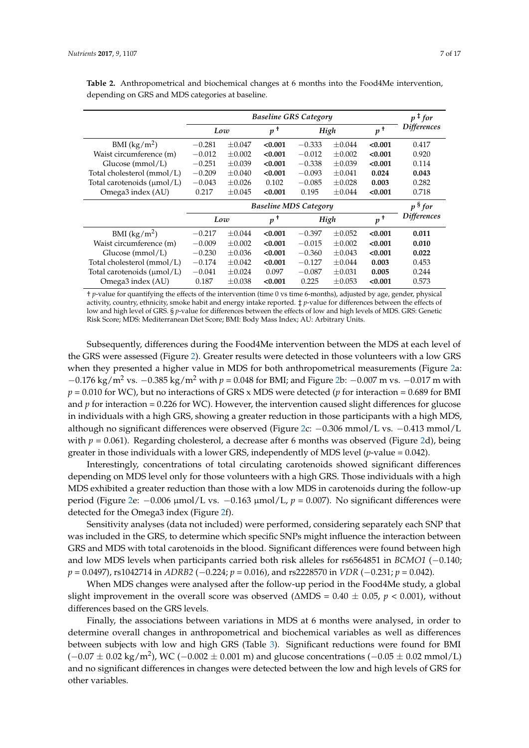**Table 2.** Anthropometrical and biochemical changes at 6 months into the Food4Me intervention, depending on GRS and MDS categories at baseline.

| | *Baseline GRS Category* | | | | | | $p$ ‡ *for Differences* |
|---|---|---|---|---|---|---|---|
| | *Low* | | $p$ † | *High* | | $p$ † | |
| BMI (kg/m$^2$) | −0.281 | ±0.047 | **<0.001** | −0.333 | ±0.044 | **<0.001** | 0.417 |
| Waist circumference (m) | −0.012 | ±0.002 | **<0.001** | −0.012 | ±0.002 | **<0.001** | 0.920 |
| Glucose (mmol/L) | −0.251 | ±0.039 | **<0.001** | −0.338 | ±0.039 | **<0.001** | 0.114 |
| Total cholesterol (mmol/L) | −0.209 | ±0.040 | **<0.001** | −0.093 | ±0.041 | **0.024** | **0.043** |
| Total carotenoids (μmol/L) | −0.043 | ±0.026 | 0.102 | −0.085 | ±0.028 | **0.003** | 0.282 |
| Omega3 index (AU) | 0.217 | ±0.045 | **<0.001** | 0.195 | ±0.044 | **<0.001** | 0.718 |
| | *Baseline MDS Category* | | | | | | $p$ § *for Differences* |
| | *Low* | | $p$ † | *High* | | $p$ † | |
| BMI (kg/m$^2$) | −0.217 | ±0.044 | **<0.001** | −0.397 | ±0.052 | **<0.001** | **0.011** |
| Waist circumference (m) | −0.009 | ±0.002 | **<0.001** | −0.015 | ±0.002 | **<0.001** | **0.010** |
| Glucose (mmol/L) | −0.230 | ±0.036 | **<0.001** | −0.360 | ±0.043 | **<0.001** | **0.022** |
| Total cholesterol (mmol/L) | −0.174 | ±0.042 | **<0.001** | −0.127 | ±0.044 | **0.003** | 0.453 |
| Total carotenoids (μmol/L) | −0.041 | ±0.024 | 0.097 | −0.087 | ±0.031 | **0.005** | 0.244 |
| Omega3 index (AU) | 0.187 | ±0.038 | **<0.001** | 0.225 | ±0.053 | **<0.001** | 0.573 |

† *p*-value for quantifying the effects of the intervention (time 0 vs time 6-months), adjusted by age, gender, physical activity, country, ethnicity, smoke habit and energy intake reported. ‡ *p*-value for differences between the effects of low and high level of GRS. § *p*-value for differences between the effects of low and high levels of MDS. GRS: Genetic Risk Score; MDS: Mediterranean Diet Score; BMI: Body Mass Index; AU: Arbitrary Units.

Subsequently, differences during the Food4Me intervention between the MDS at each level of the GRS were assessed (Figure 2). Greater results were detected in those volunteers with a low GRS when they presented a higher value in MDS for both anthropometrical measurements (Figure 2a: −0.176 kg/m$^2$ vs. −0.385 kg/m$^2$ with $p = 0.048$ for BMI; and Figure 2b: −0.007 m vs. −0.017 m with $p = 0.010$ for WC), but no interactions of GRS x MDS were detected ($p$ for interaction = 0.689 for BMI and $p$ for interaction = 0.226 for WC). However, the intervention caused slight differences for glucose in individuals with a high GRS, showing a greater reduction in those participants with a high MDS, although no significant differences were observed (Figure 2c: −0.306 mmol/L vs. −0.413 mmol/L with $p = 0.061$). Regarding cholesterol, a decrease after 6 months was observed (Figure 2d), being greater in those individuals with a lower GRS, independently of MDS level ($p$-value = 0.042).

Interestingly, concentrations of total circulating carotenoids showed significant differences depending on MDS level only for those volunteers with a high GRS. Those individuals with a high MDS exhibited a greater reduction than those with a low MDS in carotenoids during the follow-up period (Figure 2e: −0.006 μmol/L vs. −0.163 μmol/L, $p = 0.007$). No significant differences were detected for the Omega3 index (Figure 2f).

Sensitivity analyses (data not included) were performed, considering separately each SNP that was included in the GRS, to determine which specific SNPs might influence the interaction between GRS and MDS with total carotenoids in the blood. Significant differences were found between high and low MDS levels when participants carried both risk alleles for rs6564851 in *BCMO1* (−0.140; $p = 0.0497$), rs1042714 in *ADRB2* (−0.224; $p = 0.016$), and rs2228570 in *VDR* (−0.231; $p = 0.042$).

When MDS changes were analysed after the follow-up period in the Food4Me study, a global slight improvement in the overall score was observed ($\Delta$MDS = 0.40 ± 0.05, $p < 0.001$), without differences based on the GRS levels.

Finally, the associations between variations in MDS at 6 months were analysed, in order to determine overall changes in anthropometrical and biochemical variables as well as differences between subjects with low and high GRS (Table 3). Significant reductions were found for BMI (−0.07 ± 0.02 kg/m$^2$), WC (−0.002 ± 0.001 m) and glucose concentrations (−0.05 ± 0.02 mmol/L) and no significant differences in changes were detected between the low and high levels of GRS for other variables.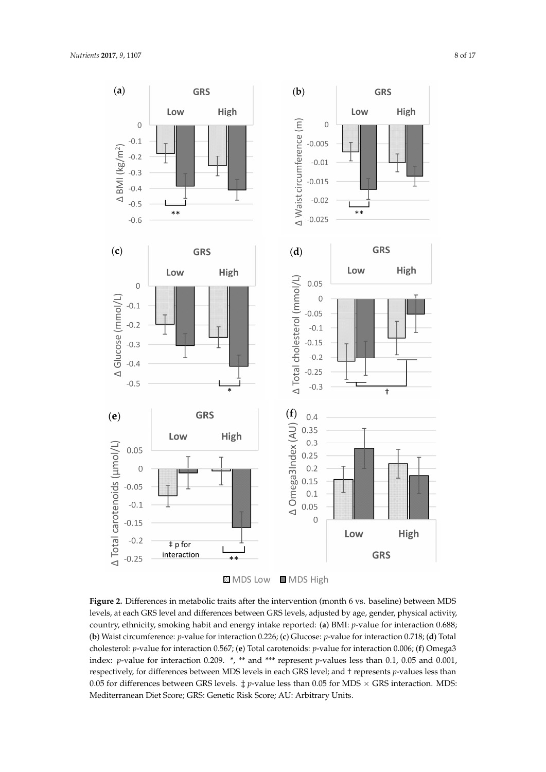**Figure 2.** Differences in metabolic traits after the intervention (month 6 vs. baseline) between MDS levels, at each GRS level and differences between GRS levels, adjusted by age, gender, physical activity, country, ethnicity, smoking habit and energy intake reported: (**a**) BMI: *p*-value for interaction 0.688; (**b**) Waist circumference: *p*-value for interaction 0.226; (**c**) Glucose: *p*-value for interaction 0.718; (**d**) Total cholesterol: *p*-value for interaction 0.567; (**e**) Total carotenoids: *p*-value for interaction 0.006; (**f**) Omega3 index: *p*-value for interaction 0.209. *, ** and *** represent *p*-values less than 0.1, 0.05 and 0.001, respectively, for differences between MDS levels in each GRS level; and † represents *p*-values less than 0.05 for differences between GRS levels. ‡ *p*-value less than 0.05 for MDS × GRS interaction. MDS: Mediterranean Diet Score; GRS: Genetic Risk Score; AU: Arbitrary Units.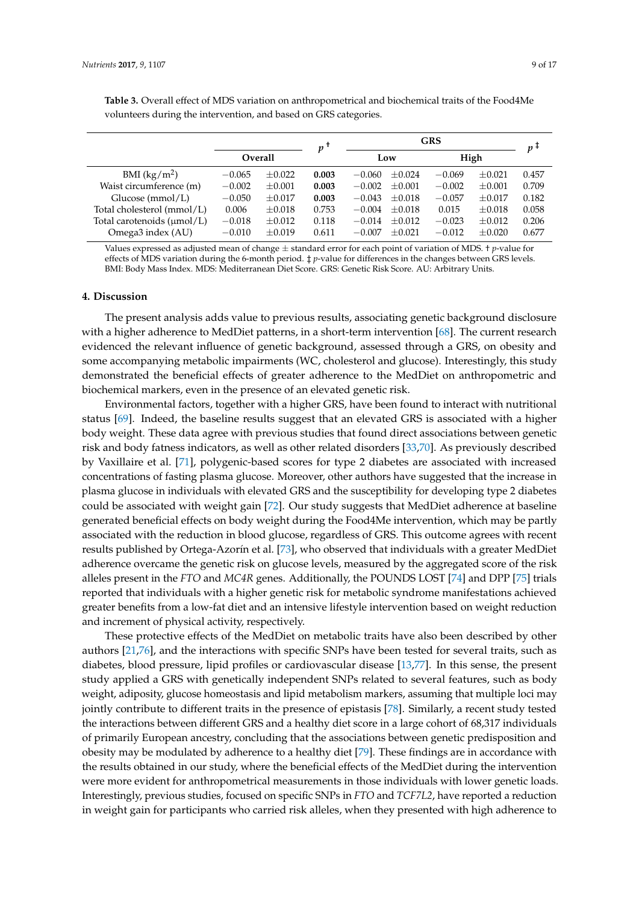**Table 3.** Overall effect of MDS variation on anthropometrical and biochemical traits of the Food4Me volunteers during the intervention, and based on GRS categories.

| | Overall | | $p$ † | GRS | | | | $p$ ‡ |
|---|---|---|---|---|---|---|---|---|
| | | | | Low | | High | | |
| BMI (kg/m$^2$) | −0.065 | ±0.022 | **0.003** | −0.060 | ±0.024 | −0.069 | ±0.021 | 0.457 |
| Waist circumference (m) | −0.002 | ±0.001 | **0.003** | −0.002 | ±0.001 | −0.002 | ±0.001 | 0.709 |
| Glucose (mmol/L) | −0.050 | ±0.017 | **0.003** | −0.043 | ±0.018 | −0.057 | ±0.017 | 0.182 |
| Total cholesterol (mmol/L) | 0.006 | ±0.018 | 0.753 | −0.004 | ±0.018 | 0.015 | ±0.018 | 0.058 |
| Total carotenoids (μmol/L) | −0.018 | ±0.012 | 0.118 | −0.014 | ±0.012 | −0.023 | ±0.012 | 0.206 |
| Omega3 index (AU) | −0.010 | ±0.019 | 0.611 | −0.007 | ±0.021 | −0.012 | ±0.020 | 0.677 |

Values expressed as adjusted mean of change ± standard error for each point of variation of MDS. † $p$-value for effects of MDS variation during the 6-month period. ‡ $p$-value for differences in the changes between GRS levels. BMI: Body Mass Index. MDS: Mediterranean Diet Score. GRS: Genetic Risk Score. AU: Arbitrary Units.

## 4. Discussion

The present analysis adds value to previous results, associating genetic background disclosure with a higher adherence to MedDiet patterns, in a short-term intervention [68]. The current research evidenced the relevant influence of genetic background, assessed through a GRS, on obesity and some accompanying metabolic impairments (WC, cholesterol and glucose). Interestingly, this study demonstrated the beneficial effects of greater adherence to the MedDiet on anthropometric and biochemical markers, even in the presence of an elevated genetic risk.

Environmental factors, together with a higher GRS, have been found to interact with nutritional status [69]. Indeed, the baseline results suggest that an elevated GRS is associated with a higher body weight. These data agree with previous studies that found direct associations between genetic risk and body fatness indicators, as well as other related disorders [33,70]. As previously described by Vaxillaire et al. [71], polygenic-based scores for type 2 diabetes are associated with increased concentrations of fasting plasma glucose. Moreover, other authors have suggested that the increase in plasma glucose in individuals with elevated GRS and the susceptibility for developing type 2 diabetes could be associated with weight gain [72]. Our study suggests that MedDiet adherence at baseline generated beneficial effects on body weight during the Food4Me intervention, which may be partly associated with the reduction in blood glucose, regardless of GRS. This outcome agrees with recent results published by Ortega-Azorín et al. [73], who observed that individuals with a greater MedDiet adherence overcame the genetic risk on glucose levels, measured by the aggregated score of the risk alleles present in the *FTO* and *MC4R* genes. Additionally, the POUNDS LOST [74] and DPP [75] trials reported that individuals with a higher genetic risk for metabolic syndrome manifestations achieved greater benefits from a low-fat diet and an intensive lifestyle intervention based on weight reduction and increment of physical activity, respectively.

These protective effects of the MedDiet on metabolic traits have also been described by other authors [21,76], and the interactions with specific SNPs have been tested for several traits, such as diabetes, blood pressure, lipid profiles or cardiovascular disease [13,77]. In this sense, the present study applied a GRS with genetically independent SNPs related to several features, such as body weight, adiposity, glucose homeostasis and lipid metabolism markers, assuming that multiple loci may jointly contribute to different traits in the presence of epistasis [78]. Similarly, a recent study tested the interactions between different GRS and a healthy diet score in a large cohort of 68,317 individuals of primarily European ancestry, concluding that the associations between genetic predisposition and obesity may be modulated by adherence to a healthy diet [79]. These findings are in accordance with the results obtained in our study, where the beneficial effects of the MedDiet during the intervention were more evident for anthropometrical measurements in those individuals with lower genetic loads. Interestingly, previous studies, focused on specific SNPs in *FTO* and *TCF7L2*, have reported a reduction in weight gain for participants who carried risk alleles, when they presented with high adherence to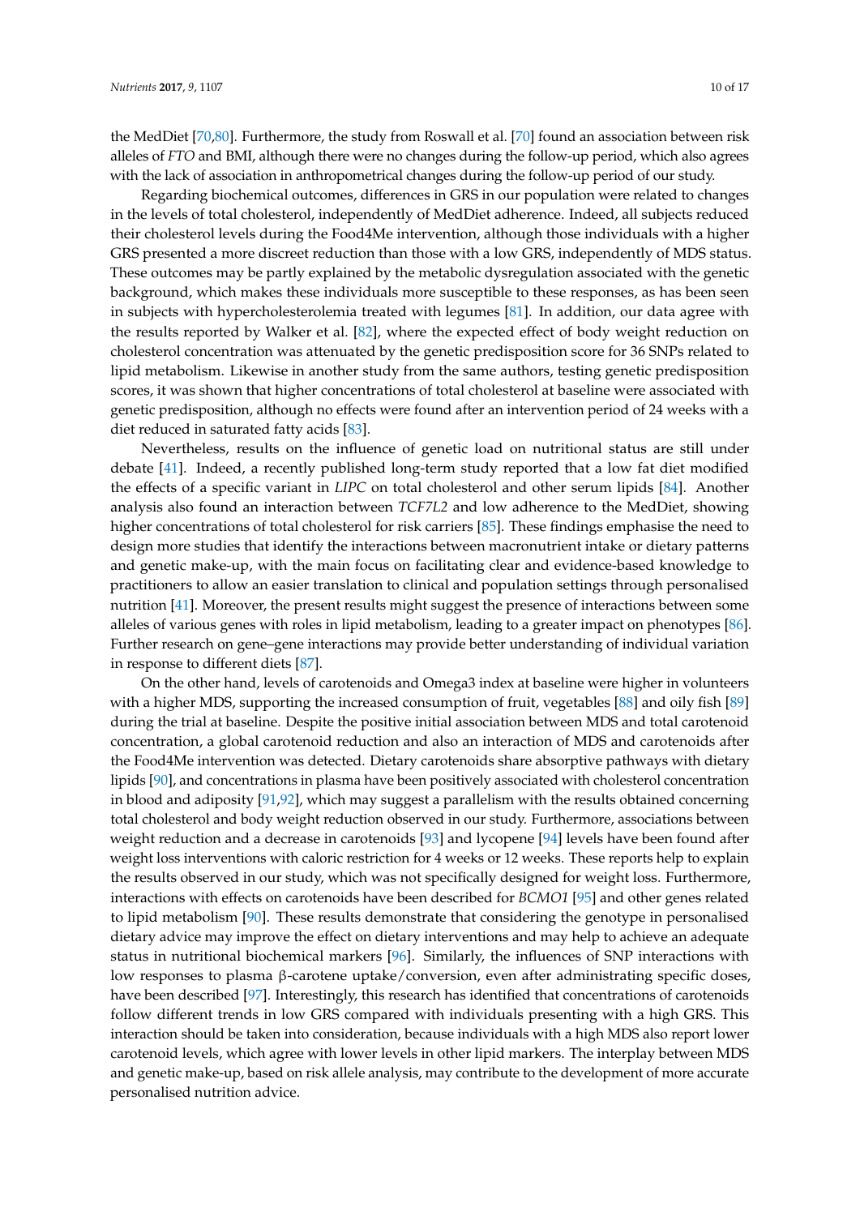the MedDiet [70,80]. Furthermore, the study from Roswall et al. [70] found an association between risk alleles of *FTO* and BMI, although there were no changes during the follow-up period, which also agrees with the lack of association in anthropometrical changes during the follow-up period of our study.

Regarding biochemical outcomes, differences in GRS in our population were related to changes in the levels of total cholesterol, independently of MedDiet adherence. Indeed, all subjects reduced their cholesterol levels during the Food4Me intervention, although those individuals with a higher GRS presented a more discreet reduction than those with a low GRS, independently of MDS status. These outcomes may be partly explained by the metabolic dysregulation associated with the genetic background, which makes these individuals more susceptible to these responses, as has been seen in subjects with hypercholesterolemia treated with legumes [81]. In addition, our data agree with the results reported by Walker et al. [82], where the expected effect of body weight reduction on cholesterol concentration was attenuated by the genetic predisposition score for 36 SNPs related to lipid metabolism. Likewise in another study from the same authors, testing genetic predisposition scores, it was shown that higher concentrations of total cholesterol at baseline were associated with genetic predisposition, although no effects were found after an intervention period of 24 weeks with a diet reduced in saturated fatty acids [83].

Nevertheless, results on the influence of genetic load on nutritional status are still under debate [41]. Indeed, a recently published long-term study reported that a low fat diet modified the effects of a specific variant in *LIPC* on total cholesterol and other serum lipids [84]. Another analysis also found an interaction between *TCF7L2* and low adherence to the MedDiet, showing higher concentrations of total cholesterol for risk carriers [85]. These findings emphasise the need to design more studies that identify the interactions between macronutrient intake or dietary patterns and genetic make-up, with the main focus on facilitating clear and evidence-based knowledge to practitioners to allow an easier translation to clinical and population settings through personalised nutrition [41]. Moreover, the present results might suggest the presence of interactions between some alleles of various genes with roles in lipid metabolism, leading to a greater impact on phenotypes [86]. Further research on gene–gene interactions may provide better understanding of individual variation in response to different diets [87].

On the other hand, levels of carotenoids and Omega3 index at baseline were higher in volunteers with a higher MDS, supporting the increased consumption of fruit, vegetables [88] and oily fish [89] during the trial at baseline. Despite the positive initial association between MDS and total carotenoid concentration, a global carotenoid reduction and also an interaction of MDS and carotenoids after the Food4Me intervention was detected. Dietary carotenoids share absorptive pathways with dietary lipids [90], and concentrations in plasma have been positively associated with cholesterol concentration in blood and adiposity [91,92], which may suggest a parallelism with the results obtained concerning total cholesterol and body weight reduction observed in our study. Furthermore, associations between weight reduction and a decrease in carotenoids [93] and lycopene [94] levels have been found after weight loss interventions with caloric restriction for 4 weeks or 12 weeks. These reports help to explain the results observed in our study, which was not specifically designed for weight loss. Furthermore, interactions with effects on carotenoids have been described for *BCMO1* [95] and other genes related to lipid metabolism [90]. These results demonstrate that considering the genotype in personalised dietary advice may improve the effect on dietary interventions and may help to achieve an adequate status in nutritional biochemical markers [96]. Similarly, the influences of SNP interactions with low responses to plasma β-carotene uptake/conversion, even after administrating specific doses, have been described [97]. Interestingly, this research has identified that concentrations of carotenoids follow different trends in low GRS compared with individuals presenting with a high GRS. This interaction should be taken into consideration, because individuals with a high MDS also report lower carotenoid levels, which agree with lower levels in other lipid markers. The interplay between MDS and genetic make-up, based on risk allele analysis, may contribute to the development of more accurate personalised nutrition advice.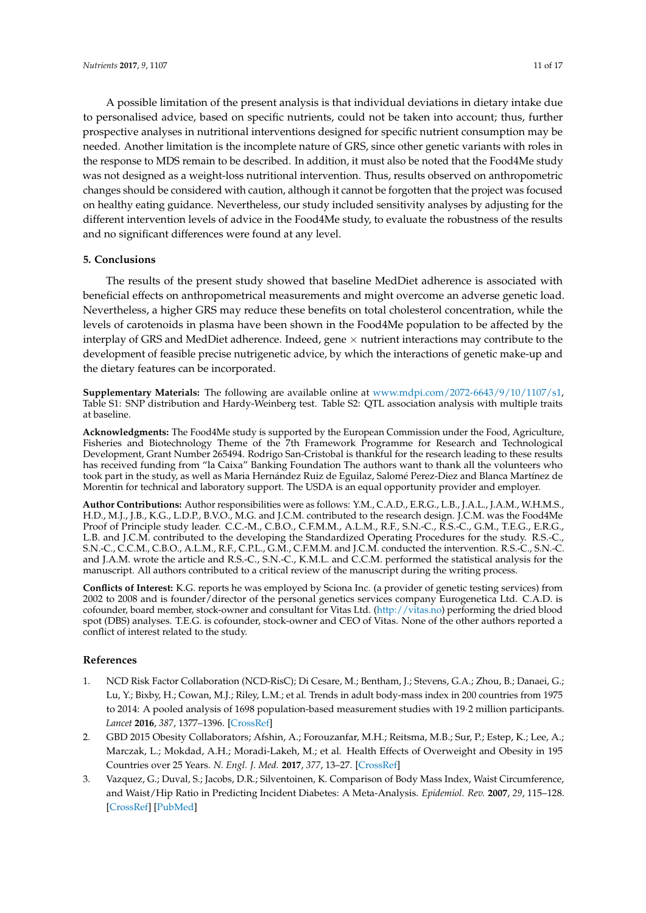A possible limitation of the present analysis is that individual deviations in dietary intake due to personalised advice, based on specific nutrients, could not be taken into account; thus, further prospective analyses in nutritional interventions designed for specific nutrient consumption may be needed. Another limitation is the incomplete nature of GRS, since other genetic variants with roles in the response to MDS remain to be described. In addition, it must also be noted that the Food4Me study was not designed as a weight-loss nutritional intervention. Thus, results observed on anthropometric changes should be considered with caution, although it cannot be forgotten that the project was focused on healthy eating guidance. Nevertheless, our study included sensitivity analyses by adjusting for the different intervention levels of advice in the Food4Me study, to evaluate the robustness of the results and no significant differences were found at any level.

## 5. Conclusions

The results of the present study showed that baseline MedDiet adherence is associated with beneficial effects on anthropometrical measurements and might overcome an adverse genetic load. Nevertheless, a higher GRS may reduce these benefits on total cholesterol concentration, while the levels of carotenoids in plasma have been shown in the Food4Me population to be affected by the interplay of GRS and MedDiet adherence. Indeed, gene × nutrient interactions may contribute to the development of feasible precise nutrigenetic advice, by which the interactions of genetic make-up and the dietary features can be incorporated.

**Supplementary Materials:** The following are available online at www.mdpi.com/2072-6643/9/10/1107/s1, Table S1: SNP distribution and Hardy-Weinberg test. Table S2: QTL association analysis with multiple traits at baseline.

**Acknowledgments:** The Food4Me study is supported by the European Commission under the Food, Agriculture, Fisheries and Biotechnology Theme of the 7th Framework Programme for Research and Technological Development, Grant Number 265494. Rodrigo San-Cristobal is thankful for the research leading to these results has received funding from "la Caixa" Banking Foundation The authors want to thank all the volunteers who took part in the study, as well as Maria Hernández Ruiz de Eguilaz, Salomé Perez-Diez and Blanca Martínez de Morentin for technical and laboratory support. The USDA is an equal opportunity provider and employer.

**Author Contributions:** Author responsibilities were as follows: Y.M., C.A.D., E.R.G., L.B., J.A.L., J.A.M., W.H.M.S., H.D., M.J., J.B., K.G., L.D.P., B.V.O., M.G. and J.C.M. contributed to the research design. J.C.M. was the Food4Me Proof of Principle study leader. C.C.-M., C.B.O., C.F.M.M., A.L.M., R.F., S.N.-C., R.S.-C., G.M., T.E.G., E.R.G., L.B. and J.C.M. contributed to the developing the Standardized Operating Procedures for the study. R.S.-C., S.N.-C., C.C.M., C.B.O., A.L.M., R.F., C.P.L., G.M., C.F.M.M. and J.C.M. conducted the intervention. R.S.-C., S.N.-C. and J.A.M. wrote the article and R.S.-C., S.N.-C., K.M.L. and C.C.M. performed the statistical analysis for the manuscript. All authors contributed to a critical review of the manuscript during the writing process.

**Conflicts of Interest:** K.G. reports he was employed by Sciona Inc. (a provider of genetic testing services) from 2002 to 2008 and is founder/director of the personal genetics services company Eurogenetica Ltd. C.A.D. is cofounder, board member, stock-owner and consultant for Vitas Ltd. (http://vitas.no) performing the dried blood spot (DBS) analyses. T.E.G. is cofounder, stock-owner and CEO of Vitas. None of the other authors reported a conflict of interest related to the study.

## References

1. NCD Risk Factor Collaboration (NCD-RisC); Di Cesare, M.; Bentham, J.; Stevens, G.A.; Zhou, B.; Danaei, G.; Lu, Y.; Bixby, H.; Cowan, M.J.; Riley, L.M.; et al. Trends in adult body-mass index in 200 countries from 1975 to 2014: A pooled analysis of 1698 population-based measurement studies with 19·2 million participants. *Lancet* **2016**, *387*, 1377–1396. [CrossRef]
2. GBD 2015 Obesity Collaborators; Afshin, A.; Forouzanfar, M.H.; Reitsma, M.B.; Sur, P.; Estep, K.; Lee, A.; Marczak, L.; Mokdad, A.H.; Moradi-Lakeh, M.; et al. Health Effects of Overweight and Obesity in 195 Countries over 25 Years. *N. Engl. J. Med.* **2017**, *377*, 13–27. [CrossRef]
3. Vazquez, G.; Duval, S.; Jacobs, D.R.; Silventoinen, K. Comparison of Body Mass Index, Waist Circumference, and Waist/Hip Ratio in Predicting Incident Diabetes: A Meta-Analysis. *Epidemiol. Rev.* **2007**, *29*, 115–128. [CrossRef] [PubMed]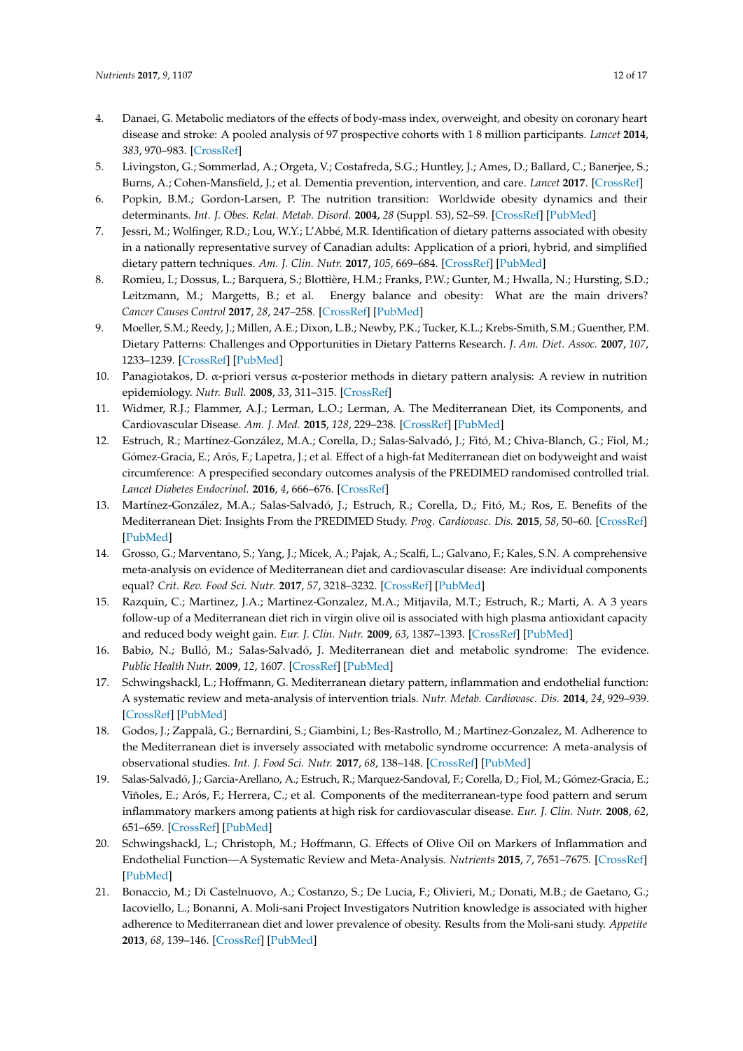4. Danaei, G. Metabolic mediators of the effects of body-mass index, overweight, and obesity on coronary heart disease and stroke: A pooled analysis of 97 prospective cohorts with 1 8 million participants. *Lancet* **2014**, *383*, 970–983. [CrossRef]
5. Livingston, G.; Sommerlad, A.; Orgeta, V.; Costafreda, S.G.; Huntley, J.; Ames, D.; Ballard, C.; Banerjee, S.; Burns, A.; Cohen-Mansfield, J.; et al. Dementia prevention, intervention, and care. *Lancet* **2017**. [CrossRef]
6. Popkin, B.M.; Gordon-Larsen, P. The nutrition transition: Worldwide obesity dynamics and their determinants. *Int. J. Obes. Relat. Metab. Disord.* **2004**, *28* (Suppl. S3), S2–S9. [CrossRef] [PubMed]
7. Jessri, M.; Wolfinger, R.D.; Lou, W.Y.; L'Abbé, M.R. Identification of dietary patterns associated with obesity in a nationally representative survey of Canadian adults: Application of a priori, hybrid, and simplified dietary pattern techniques. *Am. J. Clin. Nutr.* **2017**, *105*, 669–684. [CrossRef] [PubMed]
8. Romieu, I.; Dossus, L.; Barquera, S.; Blottière, H.M.; Franks, P.W.; Gunter, M.; Hwalla, N.; Hursting, S.D.; Leitzmann, M.; Margetts, B.; et al. Energy balance and obesity: What are the main drivers? *Cancer Causes Control* **2017**, *28*, 247–258. [CrossRef] [PubMed]
9. Moeller, S.M.; Reedy, J.; Millen, A.E.; Dixon, L.B.; Newby, P.K.; Tucker, K.L.; Krebs-Smith, S.M.; Guenther, P.M. Dietary Patterns: Challenges and Opportunities in Dietary Patterns Research. *J. Am. Diet. Assoc.* **2007**, *107*, 1233–1239. [CrossRef] [PubMed]
10. Panagiotakos, D. α-priori versus α-posterior methods in dietary pattern analysis: A review in nutrition epidemiology. *Nutr. Bull.* **2008**, *33*, 311–315. [CrossRef]
11. Widmer, R.J.; Flammer, A.J.; Lerman, L.O.; Lerman, A. The Mediterranean Diet, its Components, and Cardiovascular Disease. *Am. J. Med.* **2015**, *128*, 229–238. [CrossRef] [PubMed]
12. Estruch, R.; Martínez-González, M.A.; Corella, D.; Salas-Salvadó, J.; Fitó, M.; Chiva-Blanch, G.; Fiol, M.; Gómez-Gracia, E.; Arós, F.; Lapetra, J.; et al. Effect of a high-fat Mediterranean diet on bodyweight and waist circumference: A prespecified secondary outcomes analysis of the PREDIMED randomised controlled trial. *Lancet Diabetes Endocrinol.* **2016**, *4*, 666–676. [CrossRef]
13. Martínez-González, M.A.; Salas-Salvadó, J.; Estruch, R.; Corella, D.; Fitó, M.; Ros, E. Benefits of the Mediterranean Diet: Insights From the PREDIMED Study. *Prog. Cardiovasc. Dis.* **2015**, *58*, 50–60. [CrossRef] [PubMed]
14. Grosso, G.; Marventano, S.; Yang, J.; Micek, A.; Pajak, A.; Scalfi, L.; Galvano, F.; Kales, S.N. A comprehensive meta-analysis on evidence of Mediterranean diet and cardiovascular disease: Are individual components equal? *Crit. Rev. Food Sci. Nutr.* **2017**, *57*, 3218–3232. [CrossRef] [PubMed]
15. Razquin, C.; Martinez, J.A.; Martinez-Gonzalez, M.A.; Mitjavila, M.T.; Estruch, R.; Marti, A. A 3 years follow-up of a Mediterranean diet rich in virgin olive oil is associated with high plasma antioxidant capacity and reduced body weight gain. *Eur. J. Clin. Nutr.* **2009**, *63*, 1387–1393. [CrossRef] [PubMed]
16. Babio, N.; Bulló, M.; Salas-Salvadó, J. Mediterranean diet and metabolic syndrome: The evidence. *Public Health Nutr.* **2009**, *12*, 1607. [CrossRef] [PubMed]
17. Schwingshackl, L.; Hoffmann, G. Mediterranean dietary pattern, inflammation and endothelial function: A systematic review and meta-analysis of intervention trials. *Nutr. Metab. Cardiovasc. Dis.* **2014**, *24*, 929–939. [CrossRef] [PubMed]
18. Godos, J.; Zappalà, G.; Bernardini, S.; Giambini, I.; Bes-Rastrollo, M.; Martinez-Gonzalez, M. Adherence to the Mediterranean diet is inversely associated with metabolic syndrome occurrence: A meta-analysis of observational studies. *Int. J. Food Sci. Nutr.* **2017**, *68*, 138–148. [CrossRef] [PubMed]
19. Salas-Salvadó, J.; Garcia-Arellano, A.; Estruch, R.; Marquez-Sandoval, F.; Corella, D.; Fiol, M.; Gómez-Gracia, E.; Viñoles, E.; Arós, F.; Herrera, C.; et al. Components of the mediterranean-type food pattern and serum inflammatory markers among patients at high risk for cardiovascular disease. *Eur. J. Clin. Nutr.* **2008**, *62*, 651–659. [CrossRef] [PubMed]
20. Schwingshackl, L.; Christoph, M.; Hoffmann, G. Effects of Olive Oil on Markers of Inflammation and Endothelial Function—A Systematic Review and Meta-Analysis. *Nutrients* **2015**, *7*, 7651–7675. [CrossRef] [PubMed]
21. Bonaccio, M.; Di Castelnuovo, A.; Costanzo, S.; De Lucia, F.; Olivieri, M.; Donati, M.B.; de Gaetano, G.; Iacoviello, L.; Bonanni, A. Moli-sani Project Investigators Nutrition knowledge is associated with higher adherence to Mediterranean diet and lower prevalence of obesity. Results from the Moli-sani study. *Appetite* **2013**, *68*, 139–146. [CrossRef] [PubMed]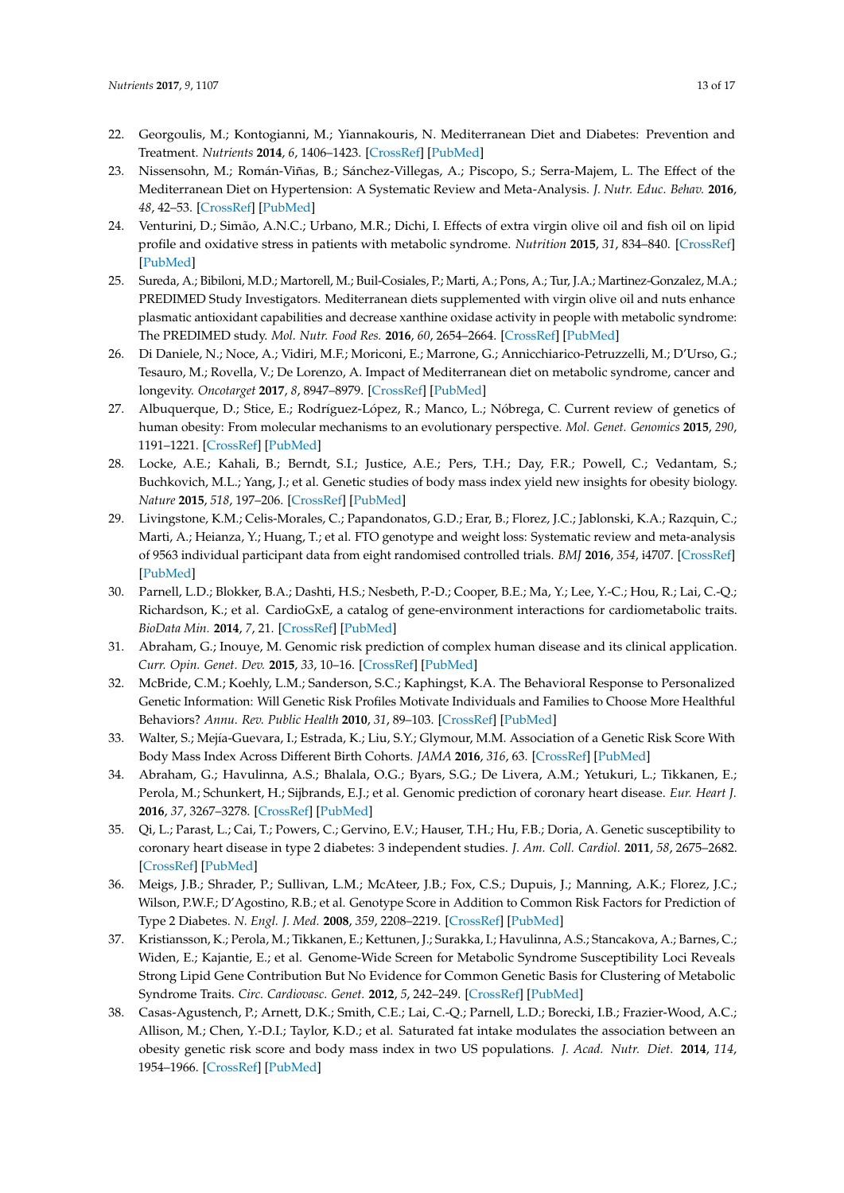22. Georgoulis, M.; Kontogianni, M.; Yiannakouris, N. Mediterranean Diet and Diabetes: Prevention and Treatment. *Nutrients* **2014**, *6*, 1406–1423. [CrossRef] [PubMed]
23. Nissensohn, M.; Román-Viñas, B.; Sánchez-Villegas, A.; Piscopo, S.; Serra-Majem, L. The Effect of the Mediterranean Diet on Hypertension: A Systematic Review and Meta-Analysis. *J. Nutr. Educ. Behav.* **2016**, *48*, 42–53. [CrossRef] [PubMed]
24. Venturini, D.; Simão, A.N.C.; Urbano, M.R.; Dichi, I. Effects of extra virgin olive oil and fish oil on lipid profile and oxidative stress in patients with metabolic syndrome. *Nutrition* **2015**, *31*, 834–840. [CrossRef] [PubMed]
25. Sureda, A.; Bibiloni, M.D.; Martorell, M.; Buil-Cosiales, P.; Marti, A.; Pons, A.; Tur, J.A.; Martinez-Gonzalez, M.A.; PREDIMED Study Investigators. Mediterranean diets supplemented with virgin olive oil and nuts enhance plasmatic antioxidant capabilities and decrease xanthine oxidase activity in people with metabolic syndrome: The PREDIMED study. *Mol. Nutr. Food Res.* **2016**, *60*, 2654–2664. [CrossRef] [PubMed]
26. Di Daniele, N.; Noce, A.; Vidiri, M.F.; Moriconi, E.; Marrone, G.; Annicchiarico-Petruzzelli, M.; D'Urso, G.; Tesauro, M.; Rovella, V.; De Lorenzo, A. Impact of Mediterranean diet on metabolic syndrome, cancer and longevity. *Oncotarget* **2017**, *8*, 8947–8979. [CrossRef] [PubMed]
27. Albuquerque, D.; Stice, E.; Rodríguez-López, R.; Manco, L.; Nóbrega, C. Current review of genetics of human obesity: From molecular mechanisms to an evolutionary perspective. *Mol. Genet. Genomics* **2015**, *290*, 1191–1221. [CrossRef] [PubMed]
28. Locke, A.E.; Kahali, B.; Berndt, S.I.; Justice, A.E.; Pers, T.H.; Day, F.R.; Powell, C.; Vedantam, S.; Buchkovich, M.L.; Yang, J.; et al. Genetic studies of body mass index yield new insights for obesity biology. *Nature* **2015**, *518*, 197–206. [CrossRef] [PubMed]
29. Livingstone, K.M.; Celis-Morales, C.; Papandonatos, G.D.; Erar, B.; Florez, J.C.; Jablonski, K.A.; Razquin, C.; Marti, A.; Heianza, Y.; Huang, T.; et al. FTO genotype and weight loss: Systematic review and meta-analysis of 9563 individual participant data from eight randomised controlled trials. *BMJ* **2016**, *354*, i4707. [CrossRef] [PubMed]
30. Parnell, L.D.; Blokker, B.A.; Dashti, H.S.; Nesbeth, P.-D.; Cooper, B.E.; Ma, Y.; Lee, Y.-C.; Hou, R.; Lai, C.-Q.; Richardson, K.; et al. CardioGxE, a catalog of gene-environment interactions for cardiometabolic traits. *BioData Min.* **2014**, *7*, 21. [CrossRef] [PubMed]
31. Abraham, G.; Inouye, M. Genomic risk prediction of complex human disease and its clinical application. *Curr. Opin. Genet. Dev.* **2015**, *33*, 10–16. [CrossRef] [PubMed]
32. McBride, C.M.; Koehly, L.M.; Sanderson, S.C.; Kaphingst, K.A. The Behavioral Response to Personalized Genetic Information: Will Genetic Risk Profiles Motivate Individuals and Families to Choose More Healthful Behaviors? *Annu. Rev. Public Health* **2010**, *31*, 89–103. [CrossRef] [PubMed]
33. Walter, S.; Mejía-Guevara, I.; Estrada, K.; Liu, S.Y.; Glymour, M.M. Association of a Genetic Risk Score With Body Mass Index Across Different Birth Cohorts. *JAMA* **2016**, *316*, 63. [CrossRef] [PubMed]
34. Abraham, G.; Havulinna, A.S.; Bhalala, O.G.; Byars, S.G.; De Livera, A.M.; Yetukuri, L.; Tikkanen, E.; Perola, M.; Schunkert, H.; Sijbrands, E.J.; et al. Genomic prediction of coronary heart disease. *Eur. Heart J.* **2016**, *37*, 3267–3278. [CrossRef] [PubMed]
35. Qi, L.; Parast, L.; Cai, T.; Powers, C.; Gervino, E.V.; Hauser, T.H.; Hu, F.B.; Doria, A. Genetic susceptibility to coronary heart disease in type 2 diabetes: 3 independent studies. *J. Am. Coll. Cardiol.* **2011**, *58*, 2675–2682. [CrossRef] [PubMed]
36. Meigs, J.B.; Shrader, P.; Sullivan, L.M.; McAteer, J.B.; Fox, C.S.; Dupuis, J.; Manning, A.K.; Florez, J.C.; Wilson, P.W.F.; D'Agostino, R.B.; et al. Genotype Score in Addition to Common Risk Factors for Prediction of Type 2 Diabetes. *N. Engl. J. Med.* **2008**, *359*, 2208–2219. [CrossRef] [PubMed]
37. Kristiansson, K.; Perola, M.; Tikkanen, E.; Kettunen, J.; Surakka, I.; Havulinna, A.S.; Stancakova, A.; Barnes, C.; Widen, E.; Kajantie, E.; et al. Genome-Wide Screen for Metabolic Syndrome Susceptibility Loci Reveals Strong Lipid Gene Contribution But No Evidence for Common Genetic Basis for Clustering of Metabolic Syndrome Traits. *Circ. Cardiovasc. Genet.* **2012**, *5*, 242–249. [CrossRef] [PubMed]
38. Casas-Agustench, P.; Arnett, D.K.; Smith, C.E.; Lai, C.-Q.; Parnell, L.D.; Borecki, I.B.; Frazier-Wood, A.C.; Allison, M.; Chen, Y.-D.I.; Taylor, K.D.; et al. Saturated fat intake modulates the association between an obesity genetic risk score and body mass index in two US populations. *J. Acad. Nutr. Diet.* **2014**, *114*, 1954–1966. [CrossRef] [PubMed]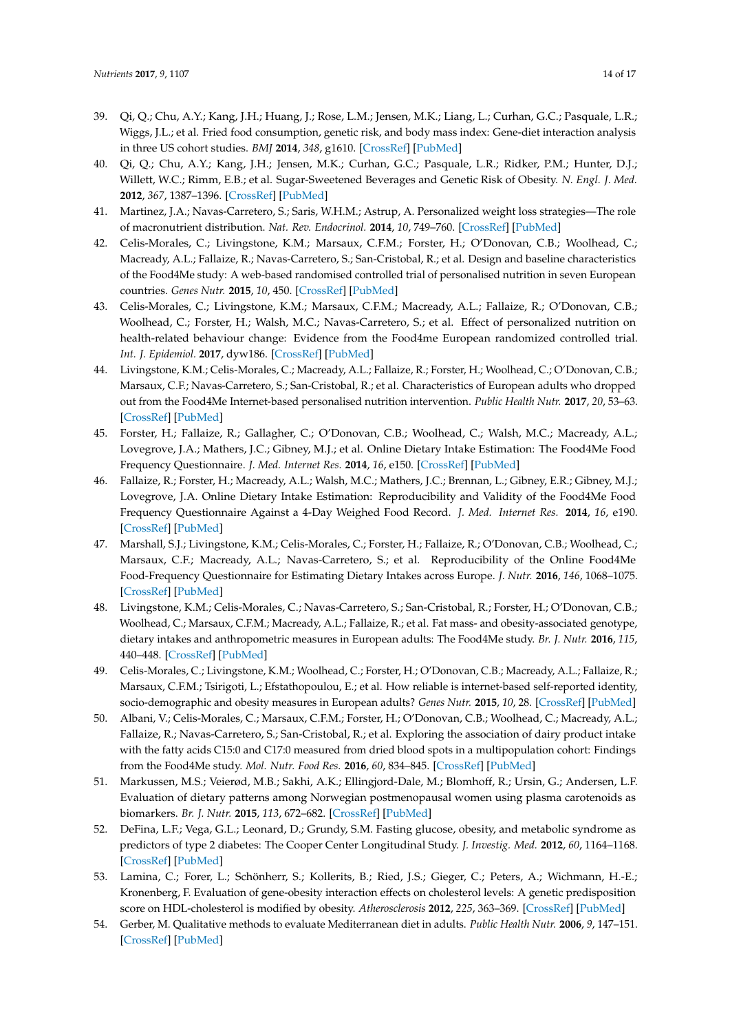39. Qi, Q.; Chu, A.Y.; Kang, J.H.; Huang, J.; Rose, L.M.; Jensen, M.K.; Liang, L.; Curhan, G.C.; Pasquale, L.R.; Wiggs, J.L.; et al. Fried food consumption, genetic risk, and body mass index: Gene-diet interaction analysis in three US cohort studies. *BMJ* **2014**, *348*, g1610. [CrossRef] [PubMed]
40. Qi, Q.; Chu, A.Y.; Kang, J.H.; Jensen, M.K.; Curhan, G.C.; Pasquale, L.R.; Ridker, P.M.; Hunter, D.J.; Willett, W.C.; Rimm, E.B.; et al. Sugar-Sweetened Beverages and Genetic Risk of Obesity. *N. Engl. J. Med.* **2012**, *367*, 1387–1396. [CrossRef] [PubMed]
41. Martinez, J.A.; Navas-Carretero, S.; Saris, W.H.M.; Astrup, A. Personalized weight loss strategies—The role of macronutrient distribution. *Nat. Rev. Endocrinol.* **2014**, *10*, 749–760. [CrossRef] [PubMed]
42. Celis-Morales, C.; Livingstone, K.M.; Marsaux, C.F.M.; Forster, H.; O'Donovan, C.B.; Woolhead, C.; Macready, A.L.; Fallaize, R.; Navas-Carretero, S.; San-Cristobal, R.; et al. Design and baseline characteristics of the Food4Me study: A web-based randomised controlled trial of personalised nutrition in seven European countries. *Genes Nutr.* **2015**, *10*, 450. [CrossRef] [PubMed]
43. Celis-Morales, C.; Livingstone, K.M.; Marsaux, C.F.M.; Macready, A.L.; Fallaize, R.; O'Donovan, C.B.; Woolhead, C.; Forster, H.; Walsh, M.C.; Navas-Carretero, S.; et al. Effect of personalized nutrition on health-related behaviour change: Evidence from the Food4me European randomized controlled trial. *Int. J. Epidemiol.* **2017**, dyw186. [CrossRef] [PubMed]
44. Livingstone, K.M.; Celis-Morales, C.; Macready, A.L.; Fallaize, R.; Forster, H.; Woolhead, C.; O'Donovan, C.B.; Marsaux, C.F.; Navas-Carretero, S.; San-Cristobal, R.; et al. Characteristics of European adults who dropped out from the Food4Me Internet-based personalised nutrition intervention. *Public Health Nutr.* **2017**, *20*, 53–63. [CrossRef] [PubMed]
45. Forster, H.; Fallaize, R.; Gallagher, C.; O'Donovan, C.B.; Woolhead, C.; Walsh, M.C.; Macready, A.L.; Lovegrove, J.A.; Mathers, J.C.; Gibney, M.J.; et al. Online Dietary Intake Estimation: The Food4Me Food Frequency Questionnaire. *J. Med. Internet Res.* **2014**, *16*, e150. [CrossRef] [PubMed]
46. Fallaize, R.; Forster, H.; Macready, A.L.; Walsh, M.C.; Mathers, J.C.; Brennan, L.; Gibney, E.R.; Gibney, M.J.; Lovegrove, J.A. Online Dietary Intake Estimation: Reproducibility and Validity of the Food4Me Food Frequency Questionnaire Against a 4-Day Weighed Food Record. *J. Med. Internet Res.* **2014**, *16*, e190. [CrossRef] [PubMed]
47. Marshall, S.J.; Livingstone, K.M.; Celis-Morales, C.; Forster, H.; Fallaize, R.; O'Donovan, C.B.; Woolhead, C.; Marsaux, C.F.; Macready, A.L.; Navas-Carretero, S.; et al. Reproducibility of the Online Food4Me Food-Frequency Questionnaire for Estimating Dietary Intakes across Europe. *J. Nutr.* **2016**, *146*, 1068–1075. [CrossRef] [PubMed]
48. Livingstone, K.M.; Celis-Morales, C.; Navas-Carretero, S.; San-Cristobal, R.; Forster, H.; O'Donovan, C.B.; Woolhead, C.; Marsaux, C.F.M.; Macready, A.L.; Fallaize, R.; et al. Fat mass- and obesity-associated genotype, dietary intakes and anthropometric measures in European adults: The Food4Me study. *Br. J. Nutr.* **2016**, *115*, 440–448. [CrossRef] [PubMed]
49. Celis-Morales, C.; Livingstone, K.M.; Woolhead, C.; Forster, H.; O'Donovan, C.B.; Macready, A.L.; Fallaize, R.; Marsaux, C.F.M.; Tsirigoti, L.; Efstathopoulou, E.; et al. How reliable is internet-based self-reported identity, socio-demographic and obesity measures in European adults? *Genes Nutr.* **2015**, *10*, 28. [CrossRef] [PubMed]
50. Albani, V.; Celis-Morales, C.; Marsaux, C.F.M.; Forster, H.; O'Donovan, C.B.; Woolhead, C.; Macready, A.L.; Fallaize, R.; Navas-Carretero, S.; San-Cristobal, R.; et al. Exploring the association of dairy product intake with the fatty acids C15:0 and C17:0 measured from dried blood spots in a multipopulation cohort: Findings from the Food4Me study. *Mol. Nutr. Food Res.* **2016**, *60*, 834–845. [CrossRef] [PubMed]
51. Markussen, M.S.; Veierød, M.B.; Sakhi, A.K.; Ellingjord-Dale, M.; Blomhoff, R.; Ursin, G.; Andersen, L.F. Evaluation of dietary patterns among Norwegian postmenopausal women using plasma carotenoids as biomarkers. *Br. J. Nutr.* **2015**, *113*, 672–682. [CrossRef] [PubMed]
52. DeFina, L.F.; Vega, G.L.; Leonard, D.; Grundy, S.M. Fasting glucose, obesity, and metabolic syndrome as predictors of type 2 diabetes: The Cooper Center Longitudinal Study. *J. Investig. Med.* **2012**, *60*, 1164–1168. [CrossRef] [PubMed]
53. Lamina, C.; Forer, L.; Schönherr, S.; Kollerits, B.; Ried, J.S.; Gieger, C.; Peters, A.; Wichmann, H.-E.; Kronenberg, F. Evaluation of gene-obesity interaction effects on cholesterol levels: A genetic predisposition score on HDL-cholesterol is modified by obesity. *Atherosclerosis* **2012**, *225*, 363–369. [CrossRef] [PubMed]
54. Gerber, M. Qualitative methods to evaluate Mediterranean diet in adults. *Public Health Nutr.* **2006**, *9*, 147–151. [CrossRef] [PubMed]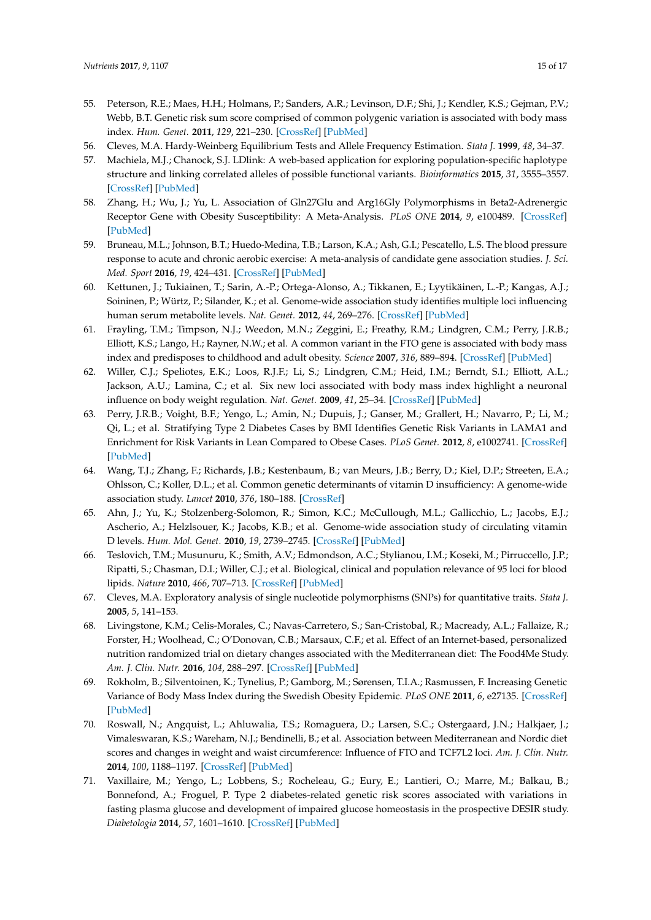55. Peterson, R.E.; Maes, H.H.; Holmans, P.; Sanders, A.R.; Levinson, D.F.; Shi, J.; Kendler, K.S.; Gejman, P.V.; Webb, B.T. Genetic risk sum score comprised of common polygenic variation is associated with body mass index. *Hum. Genet.* **2011**, *129*, 221–230. [CrossRef] [PubMed]
56. Cleves, M.A. Hardy-Weinberg Equilibrium Tests and Allele Frequency Estimation. *Stata J.* **1999**, *48*, 34–37.
57. Machiela, M.J.; Chanock, S.J. LDlink: A web-based application for exploring population-specific haplotype structure and linking correlated alleles of possible functional variants. *Bioinformatics* **2015**, *31*, 3555–3557. [CrossRef] [PubMed]
58. Zhang, H.; Wu, J.; Yu, L. Association of Gln27Glu and Arg16Gly Polymorphisms in Beta2-Adrenergic Receptor Gene with Obesity Susceptibility: A Meta-Analysis. *PLoS ONE* **2014**, *9*, e100489. [CrossRef] [PubMed]
59. Bruneau, M.L.; Johnson, B.T.; Huedo-Medina, T.B.; Larson, K.A.; Ash, G.I.; Pescatello, L.S. The blood pressure response to acute and chronic aerobic exercise: A meta-analysis of candidate gene association studies. *J. Sci. Med. Sport* **2016**, *19*, 424–431. [CrossRef] [PubMed]
60. Kettunen, J.; Tukiainen, T.; Sarin, A.-P.; Ortega-Alonso, A.; Tikkanen, E.; Lyytikäinen, L.-P.; Kangas, A.J.; Soininen, P.; Würtz, P.; Silander, K.; et al. Genome-wide association study identifies multiple loci influencing human serum metabolite levels. *Nat. Genet.* **2012**, *44*, 269–276. [CrossRef] [PubMed]
61. Frayling, T.M.; Timpson, N.J.; Weedon, M.N.; Zeggini, E.; Freathy, R.M.; Lindgren, C.M.; Perry, J.R.B.; Elliott, K.S.; Lango, H.; Rayner, N.W.; et al. A common variant in the FTO gene is associated with body mass index and predisposes to childhood and adult obesity. *Science* **2007**, *316*, 889–894. [CrossRef] [PubMed]
62. Willer, C.J.; Speliotes, E.K.; Loos, R.J.F.; Li, S.; Lindgren, C.M.; Heid, I.M.; Berndt, S.I.; Elliott, A.L.; Jackson, A.U.; Lamina, C.; et al. Six new loci associated with body mass index highlight a neuronal influence on body weight regulation. *Nat. Genet.* **2009**, *41*, 25–34. [CrossRef] [PubMed]
63. Perry, J.R.B.; Voight, B.F.; Yengo, L.; Amin, N.; Dupuis, J.; Ganser, M.; Grallert, H.; Navarro, P.; Li, M.; Qi, L.; et al. Stratifying Type 2 Diabetes Cases by BMI Identifies Genetic Risk Variants in LAMA1 and Enrichment for Risk Variants in Lean Compared to Obese Cases. *PLoS Genet.* **2012**, *8*, e1002741. [CrossRef] [PubMed]
64. Wang, T.J.; Zhang, F.; Richards, J.B.; Kestenbaum, B.; van Meurs, J.B.; Berry, D.; Kiel, D.P.; Streeten, E.A.; Ohlsson, C.; Koller, D.L.; et al. Common genetic determinants of vitamin D insufficiency: A genome-wide association study. *Lancet* **2010**, *376*, 180–188. [CrossRef]
65. Ahn, J.; Yu, K.; Stolzenberg-Solomon, R.; Simon, K.C.; McCullough, M.L.; Gallicchio, L.; Jacobs, E.J.; Ascherio, A.; Helzlsouer, K.; Jacobs, K.B.; et al. Genome-wide association study of circulating vitamin D levels. *Hum. Mol. Genet.* **2010**, *19*, 2739–2745. [CrossRef] [PubMed]
66. Teslovich, T.M.; Musunuru, K.; Smith, A.V.; Edmondson, A.C.; Stylianou, I.M.; Koseki, M.; Pirruccello, J.P.; Ripatti, S.; Chasman, D.I.; Willer, C.J.; et al. Biological, clinical and population relevance of 95 loci for blood lipids. *Nature* **2010**, *466*, 707–713. [CrossRef] [PubMed]
67. Cleves, M.A. Exploratory analysis of single nucleotide polymorphisms (SNPs) for quantitative traits. *Stata J.* **2005**, *5*, 141–153.
68. Livingstone, K.M.; Celis-Morales, C.; Navas-Carretero, S.; San-Cristobal, R.; Macready, A.L.; Fallaize, R.; Forster, H.; Woolhead, C.; O'Donovan, C.B.; Marsaux, C.F.; et al. Effect of an Internet-based, personalized nutrition randomized trial on dietary changes associated with the Mediterranean diet: The Food4Me Study. *Am. J. Clin. Nutr.* **2016**, *104*, 288–297. [CrossRef] [PubMed]
69. Rokholm, B.; Silventoinen, K.; Tynelius, P.; Gamborg, M.; Sørensen, T.I.A.; Rasmussen, F. Increasing Genetic Variance of Body Mass Index during the Swedish Obesity Epidemic. *PLoS ONE* **2011**, *6*, e27135. [CrossRef] [PubMed]
70. Roswall, N.; Angquist, L.; Ahluwalia, T.S.; Romaguera, D.; Larsen, S.C.; Ostergaard, J.N.; Halkjaer, J.; Vimaleswaran, K.S.; Wareham, N.J.; Bendinelli, B.; et al. Association between Mediterranean and Nordic diet scores and changes in weight and waist circumference: Influence of FTO and TCF7L2 loci. *Am. J. Clin. Nutr.* **2014**, *100*, 1188–1197. [CrossRef] [PubMed]
71. Vaxillaire, M.; Yengo, L.; Lobbens, S.; Rocheleau, G.; Eury, E.; Lantieri, O.; Marre, M.; Balkau, B.; Bonnefond, A.; Froguel, P. Type 2 diabetes-related genetic risk scores associated with variations in fasting plasma glucose and development of impaired glucose homeostasis in the prospective DESIR study. *Diabetologia* **2014**, *57*, 1601–1610. [CrossRef] [PubMed]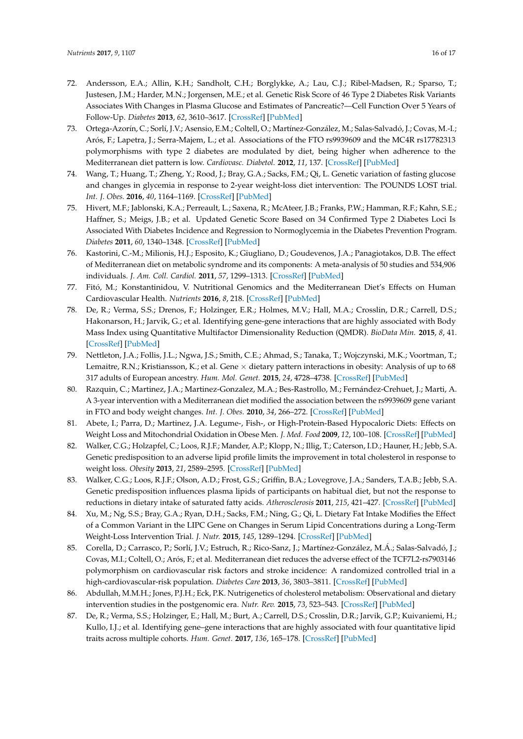72. Andersson, E.A.; Allin, K.H.; Sandholt, C.H.; Borglykke, A.; Lau, C.J.; Ribel-Madsen, R.; Sparso, T.; Justesen, J.M.; Harder, M.N.; Jorgensen, M.E.; et al. Genetic Risk Score of 46 Type 2 Diabetes Risk Variants Associates With Changes in Plasma Glucose and Estimates of Pancreatic?—Cell Function Over 5 Years of Follow-Up. *Diabetes* **2013**, *62*, 3610–3617. [CrossRef] [PubMed]
73. Ortega-Azorín, C.; Sorlí, J.V.; Asensio, E.M.; Coltell, O.; Martínez-González, M.; Salas-Salvadó, J.; Covas, M.-I.; Arós, F.; Lapetra, J.; Serra-Majem, L.; et al. Associations of the FTO rs9939609 and the MC4R rs17782313 polymorphisms with type 2 diabetes are modulated by diet, being higher when adherence to the Mediterranean diet pattern is low. *Cardiovasc. Diabetol.* **2012**, *11*, 137. [CrossRef] [PubMed]
74. Wang, T.; Huang, T.; Zheng, Y.; Rood, J.; Bray, G.A.; Sacks, F.M.; Qi, L. Genetic variation of fasting glucose and changes in glycemia in response to 2-year weight-loss diet intervention: The POUNDS LOST trial. *Int. J. Obes.* **2016**, *40*, 1164–1169. [CrossRef] [PubMed]
75. Hivert, M.F.; Jablonski, K.A.; Perreault, L.; Saxena, R.; McAteer, J.B.; Franks, P.W.; Hamman, R.F.; Kahn, S.E.; Haffner, S.; Meigs, J.B.; et al. Updated Genetic Score Based on 34 Confirmed Type 2 Diabetes Loci Is Associated With Diabetes Incidence and Regression to Normoglycemia in the Diabetes Prevention Program. *Diabetes* **2011**, *60*, 1340–1348. [CrossRef] [PubMed]
76. Kastorini, C.-M.; Milionis, H.J.; Esposito, K.; Giugliano, D.; Goudevenos, J.A.; Panagiotakos, D.B. The effect of Mediterranean diet on metabolic syndrome and its components: A meta-analysis of 50 studies and 534,906 individuals. *J. Am. Coll. Cardiol.* **2011**, *57*, 1299–1313. [CrossRef] [PubMed]
77. Fitó, M.; Konstantinidou, V. Nutritional Genomics and the Mediterranean Diet's Effects on Human Cardiovascular Health. *Nutrients* **2016**, *8*, 218. [CrossRef] [PubMed]
78. De, R.; Verma, S.S.; Drenos, F.; Holzinger, E.R.; Holmes, M.V.; Hall, M.A.; Crosslin, D.R.; Carrell, D.S.; Hakonarson, H.; Jarvik, G.; et al. Identifying gene-gene interactions that are highly associated with Body Mass Index using Quantitative Multifactor Dimensionality Reduction (QMDR). *BioData Min.* **2015**, *8*, 41. [CrossRef] [PubMed]
79. Nettleton, J.A.; Follis, J.L.; Ngwa, J.S.; Smith, C.E.; Ahmad, S.; Tanaka, T.; Wojczynski, M.K.; Voortman, T.; Lemaitre, R.N.; Kristiansson, K.; et al. Gene × dietary pattern interactions in obesity: Analysis of up to 68 317 adults of European ancestry. *Hum. Mol. Genet.* **2015**, *24*, 4728–4738. [CrossRef] [PubMed]
80. Razquin, C.; Martinez, J.A.; Martinez-Gonzalez, M.A.; Bes-Rastrollo, M.; Fernández-Crehuet, J.; Marti, A. A 3-year intervention with a Mediterranean diet modified the association between the rs9939609 gene variant in FTO and body weight changes. *Int. J. Obes.* **2010**, *34*, 266–272. [CrossRef] [PubMed]
81. Abete, I.; Parra, D.; Martinez, J.A. Legume-, Fish-, or High-Protein-Based Hypocaloric Diets: Effects on Weight Loss and Mitochondrial Oxidation in Obese Men. *J. Med. Food* **2009**, *12*, 100–108. [CrossRef] [PubMed]
82. Walker, C.G.; Holzapfel, C.; Loos, R.J.F.; Mander, A.P.; Klopp, N.; Illig, T.; Caterson, I.D.; Hauner, H.; Jebb, S.A. Genetic predisposition to an adverse lipid profile limits the improvement in total cholesterol in response to weight loss. *Obesity* **2013**, *21*, 2589–2595. [CrossRef] [PubMed]
83. Walker, C.G.; Loos, R.J.F.; Olson, A.D.; Frost, G.S.; Griffin, B.A.; Lovegrove, J.A.; Sanders, T.A.B.; Jebb, S.A. Genetic predisposition influences plasma lipids of participants on habitual diet, but not the response to reductions in dietary intake of saturated fatty acids. *Atherosclerosis* **2011**, *215*, 421–427. [CrossRef] [PubMed]
84. Xu, M.; Ng, S.S.; Bray, G.A.; Ryan, D.H.; Sacks, F.M.; Ning, G.; Qi, L. Dietary Fat Intake Modifies the Effect of a Common Variant in the LIPC Gene on Changes in Serum Lipid Concentrations during a Long-Term Weight-Loss Intervention Trial. *J. Nutr.* **2015**, *145*, 1289–1294. [CrossRef] [PubMed]
85. Corella, D.; Carrasco, P.; Sorlí, J.V.; Estruch, R.; Rico-Sanz, J.; Martínez-González, M.Á.; Salas-Salvadó, J.; Covas, M.I.; Coltell, O.; Arós, F.; et al. Mediterranean diet reduces the adverse effect of the TCF7L2-rs7903146 polymorphism on cardiovascular risk factors and stroke incidence: A randomized controlled trial in a high-cardiovascular-risk population. *Diabetes Care* **2013**, *36*, 3803–3811. [CrossRef] [PubMed]
86. Abdullah, M.M.H.; Jones, P.J.H.; Eck, P.K. Nutrigenetics of cholesterol metabolism: Observational and dietary intervention studies in the postgenomic era. *Nutr. Rev.* **2015**, *73*, 523–543. [CrossRef] [PubMed]
87. De, R.; Verma, S.S.; Holzinger, E.; Hall, M.; Burt, A.; Carrell, D.S.; Crosslin, D.R.; Jarvik, G.P.; Kuivaniemi, H.; Kullo, I.J.; et al. Identifying gene–gene interactions that are highly associated with four quantitative lipid traits across multiple cohorts. *Hum. Genet.* **2017**, *136*, 165–178. [CrossRef] [PubMed]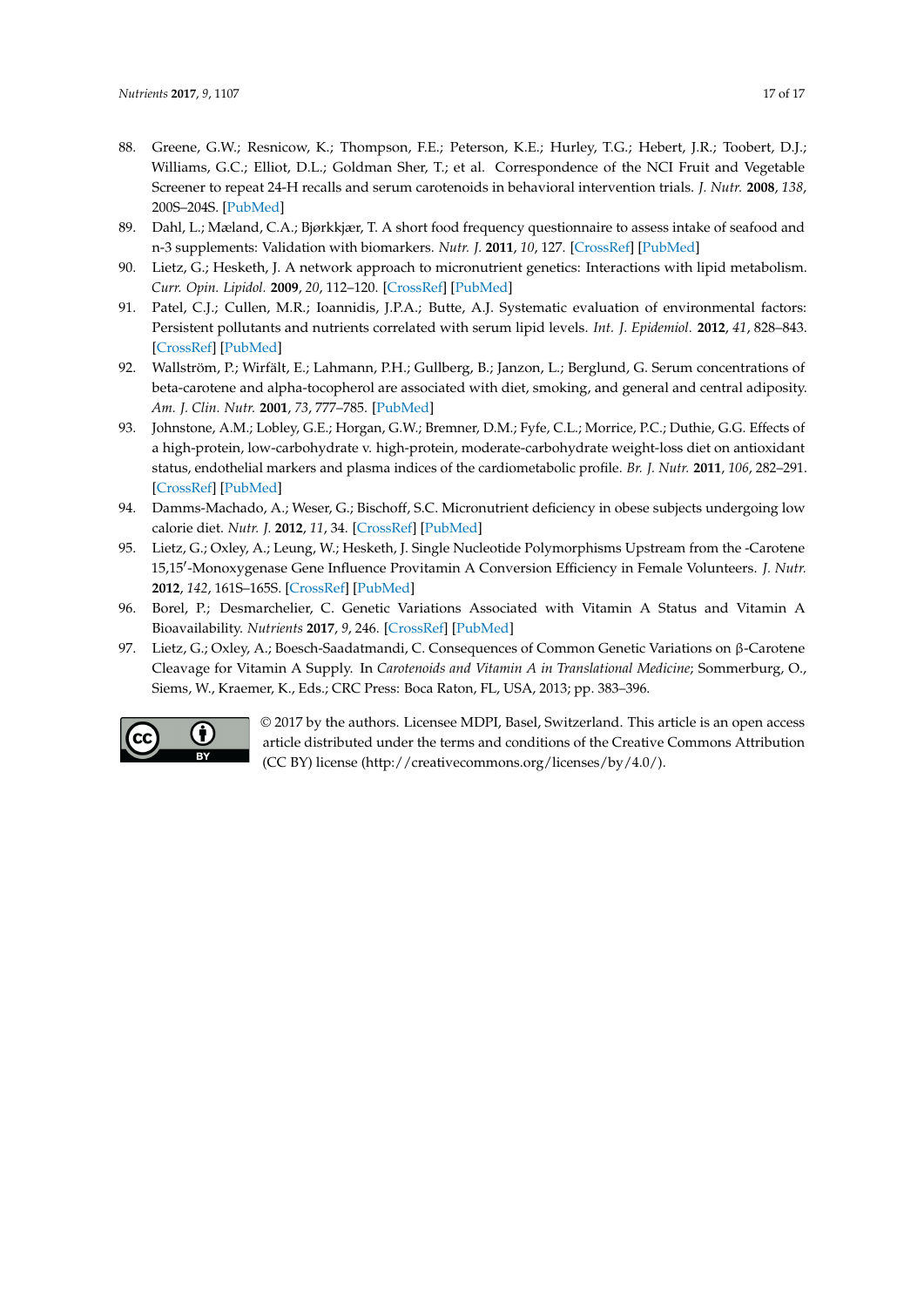88. Greene, G.W.; Resnicow, K.; Thompson, F.E.; Peterson, K.E.; Hurley, T.G.; Hebert, J.R.; Toobert, D.J.; Williams, G.C.; Elliot, D.L.; Goldman Sher, T.; et al. Correspondence of the NCI Fruit and Vegetable Screener to repeat 24-H recalls and serum carotenoids in behavioral intervention trials. *J. Nutr.* **2008**, *138*, 200S–204S. [PubMed]
89. Dahl, L.; Mæland, C.A.; Bjørkkjær, T. A short food frequency questionnaire to assess intake of seafood and n-3 supplements: Validation with biomarkers. *Nutr. J.* **2011**, *10*, 127. [CrossRef] [PubMed]
90. Lietz, G.; Hesketh, J. A network approach to micronutrient genetics: Interactions with lipid metabolism. *Curr. Opin. Lipidol.* **2009**, *20*, 112–120. [CrossRef] [PubMed]
91. Patel, C.J.; Cullen, M.R.; Ioannidis, J.P.A.; Butte, A.J. Systematic evaluation of environmental factors: Persistent pollutants and nutrients correlated with serum lipid levels. *Int. J. Epidemiol.* **2012**, *41*, 828–843. [CrossRef] [PubMed]
92. Wallström, P.; Wirfält, E.; Lahmann, P.H.; Gullberg, B.; Janzon, L.; Berglund, G. Serum concentrations of beta-carotene and alpha-tocopherol are associated with diet, smoking, and general and central adiposity. *Am. J. Clin. Nutr.* **2001**, *73*, 777–785. [PubMed]
93. Johnstone, A.M.; Lobley, G.E.; Horgan, G.W.; Bremner, D.M.; Fyfe, C.L.; Morrice, P.C.; Duthie, G.G. Effects of a high-protein, low-carbohydrate v. high-protein, moderate-carbohydrate weight-loss diet on antioxidant status, endothelial markers and plasma indices of the cardiometabolic profile. *Br. J. Nutr.* **2011**, *106*, 282–291. [CrossRef] [PubMed]
94. Damms-Machado, A.; Weser, G.; Bischoff, S.C. Micronutrient deficiency in obese subjects undergoing low calorie diet. *Nutr. J.* **2012**, *11*, 34. [CrossRef] [PubMed]
95. Lietz, G.; Oxley, A.; Leung, W.; Hesketh, J. Single Nucleotide Polymorphisms Upstream from the -Carotene 15,15′-Monoxygenase Gene Influence Provitamin A Conversion Efficiency in Female Volunteers. *J. Nutr.* **2012**, *142*, 161S–165S. [CrossRef] [PubMed]
96. Borel, P.; Desmarchelier, C. Genetic Variations Associated with Vitamin A Status and Vitamin A Bioavailability. *Nutrients* **2017**, *9*, 246. [CrossRef] [PubMed]
97. Lietz, G.; Oxley, A.; Boesch-Saadatmandi, C. Consequences of Common Genetic Variations on β-Carotene Cleavage for Vitamin A Supply. In *Carotenoids and Vitamin A in Translational Medicine*; Sommerburg, O., Siems, W., Kraemer, K., Eds.; CRC Press: Boca Raton, FL, USA, 2013; pp. 383–396.

© 2017 by the authors. Licensee MDPI, Basel, Switzerland. This article is an open access article distributed under the terms and conditions of the Creative Commons Attribution (CC BY) license (http://creativecommons.org/licenses/by/4.0/).